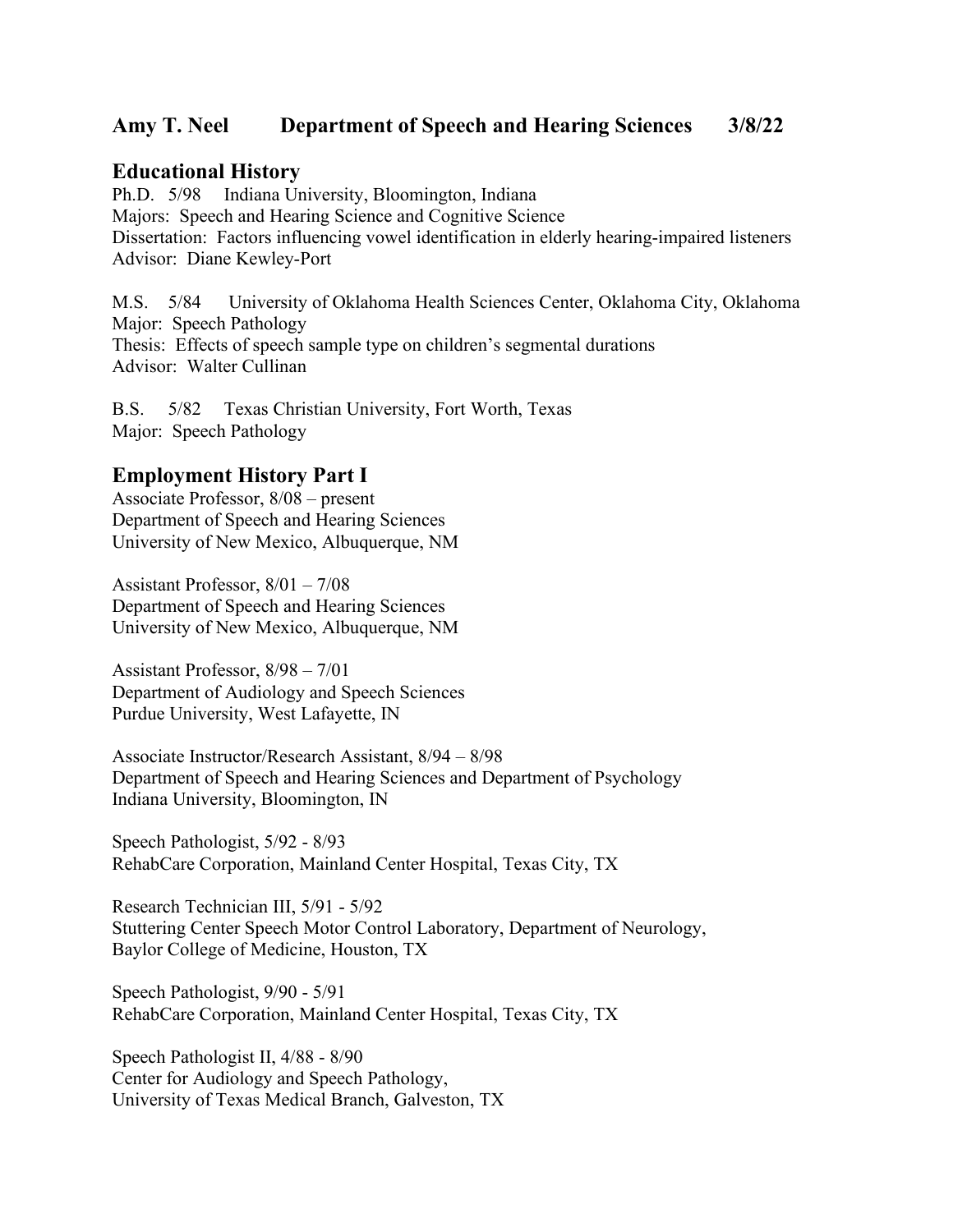# Amy T. Neel    Department of Speech and Hearing Sciences    3/8/22

## Educational History

Ph.D. 5/98 Indiana University, Bloomington, Indiana
Majors: Speech and Hearing Science and Cognitive Science
Dissertation: Factors influencing vowel identification in elderly hearing-impaired listeners
Advisor: Diane Kewley-Port

M.S. 5/84 University of Oklahoma Health Sciences Center, Oklahoma City, Oklahoma
Major: Speech Pathology
Thesis: Effects of speech sample type on children's segmental durations
Advisor: Walter Cullinan

B.S. 5/82 Texas Christian University, Fort Worth, Texas
Major: Speech Pathology

## Employment History Part I

Associate Professor, 8/08 – present
Department of Speech and Hearing Sciences
University of New Mexico, Albuquerque, NM

Assistant Professor, 8/01 – 7/08
Department of Speech and Hearing Sciences
University of New Mexico, Albuquerque, NM

Assistant Professor, 8/98 – 7/01
Department of Audiology and Speech Sciences
Purdue University, West Lafayette, IN

Associate Instructor/Research Assistant, 8/94 – 8/98
Department of Speech and Hearing Sciences and Department of Psychology
Indiana University, Bloomington, IN

Speech Pathologist, 5/92 - 8/93
RehabCare Corporation, Mainland Center Hospital, Texas City, TX

Research Technician III, 5/91 - 5/92
Stuttering Center Speech Motor Control Laboratory, Department of Neurology,
Baylor College of Medicine, Houston, TX

Speech Pathologist, 9/90 - 5/91
RehabCare Corporation, Mainland Center Hospital, Texas City, TX

Speech Pathologist II, 4/88 - 8/90
Center for Audiology and Speech Pathology,
University of Texas Medical Branch, Galveston, TX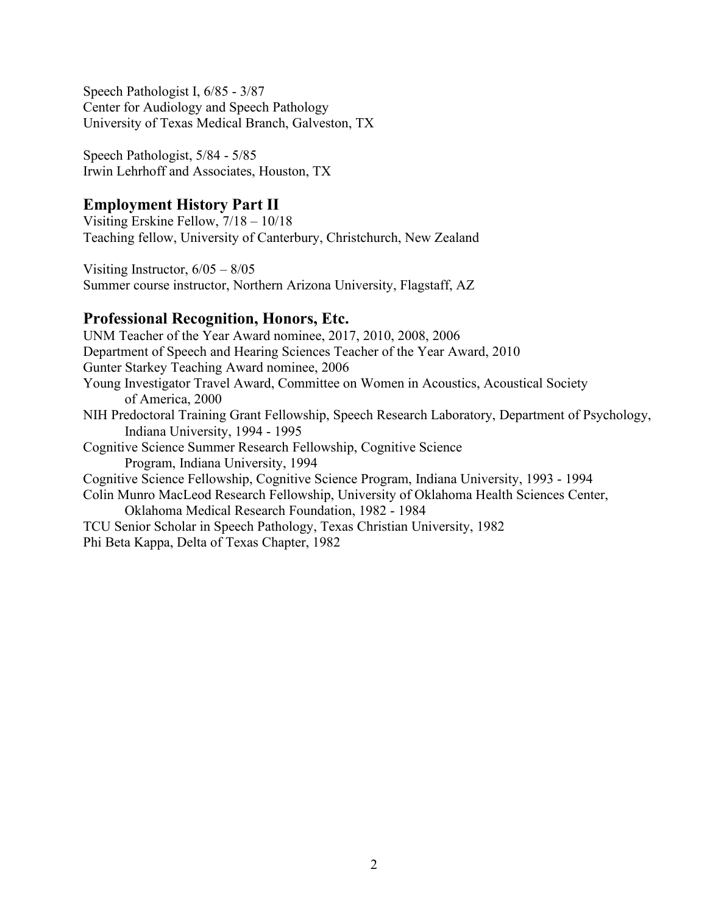Speech Pathologist I, 6/85 - 3/87
Center for Audiology and Speech Pathology
University of Texas Medical Branch, Galveston, TX

Speech Pathologist, 5/84 - 5/85
Irwin Lehrhoff and Associates, Houston, TX

## Employment History Part II

Visiting Erskine Fellow, 7/18 – 10/18
Teaching fellow, University of Canterbury, Christchurch, New Zealand

Visiting Instructor, 6/05 – 8/05
Summer course instructor, Northern Arizona University, Flagstaff, AZ

## Professional Recognition, Honors, Etc.

UNM Teacher of the Year Award nominee, 2017, 2010, 2008, 2006
Department of Speech and Hearing Sciences Teacher of the Year Award, 2010
Gunter Starkey Teaching Award nominee, 2006
Young Investigator Travel Award, Committee on Women in Acoustics, Acoustical Society of America, 2000
NIH Predoctoral Training Grant Fellowship, Speech Research Laboratory, Department of Psychology, Indiana University, 1994 - 1995
Cognitive Science Summer Research Fellowship, Cognitive Science Program, Indiana University, 1994
Cognitive Science Fellowship, Cognitive Science Program, Indiana University, 1993 - 1994
Colin Munro MacLeod Research Fellowship, University of Oklahoma Health Sciences Center, Oklahoma Medical Research Foundation, 1982 - 1984
TCU Senior Scholar in Speech Pathology, Texas Christian University, 1982
Phi Beta Kappa, Delta of Texas Chapter, 1982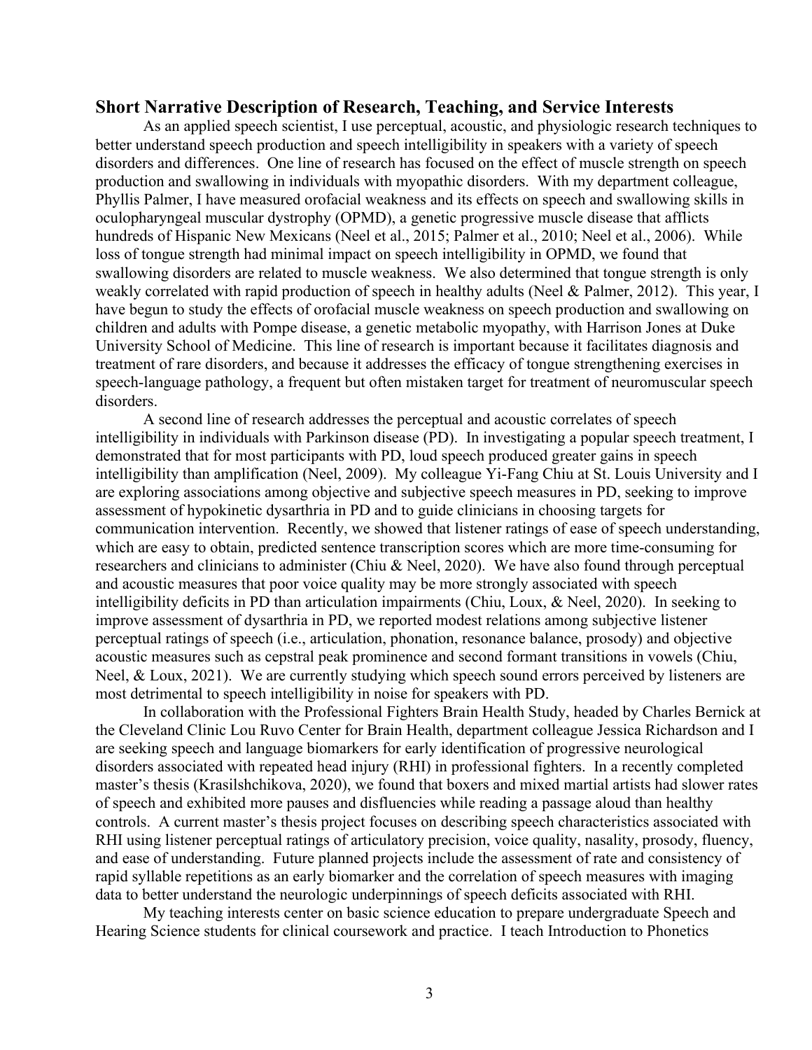## Short Narrative Description of Research, Teaching, and Service Interests

As an applied speech scientist, I use perceptual, acoustic, and physiologic research techniques to better understand speech production and speech intelligibility in speakers with a variety of speech disorders and differences. One line of research has focused on the effect of muscle strength on speech production and swallowing in individuals with myopathic disorders. With my department colleague, Phyllis Palmer, I have measured orofacial weakness and its effects on speech and swallowing skills in oculopharyngeal muscular dystrophy (OPMD), a genetic progressive muscle disease that afflicts hundreds of Hispanic New Mexicans (Neel et al., 2015; Palmer et al., 2010; Neel et al., 2006). While loss of tongue strength had minimal impact on speech intelligibility in OPMD, we found that swallowing disorders are related to muscle weakness. We also determined that tongue strength is only weakly correlated with rapid production of speech in healthy adults (Neel & Palmer, 2012). This year, I have begun to study the effects of orofacial muscle weakness on speech production and swallowing on children and adults with Pompe disease, a genetic metabolic myopathy, with Harrison Jones at Duke University School of Medicine. This line of research is important because it facilitates diagnosis and treatment of rare disorders, and because it addresses the efficacy of tongue strengthening exercises in speech-language pathology, a frequent but often mistaken target for treatment of neuromuscular speech disorders.

A second line of research addresses the perceptual and acoustic correlates of speech intelligibility in individuals with Parkinson disease (PD). In investigating a popular speech treatment, I demonstrated that for most participants with PD, loud speech produced greater gains in speech intelligibility than amplification (Neel, 2009). My colleague Yi-Fang Chiu at St. Louis University and I are exploring associations among objective and subjective speech measures in PD, seeking to improve assessment of hypokinetic dysarthria in PD and to guide clinicians in choosing targets for communication intervention. Recently, we showed that listener ratings of ease of speech understanding, which are easy to obtain, predicted sentence transcription scores which are more time-consuming for researchers and clinicians to administer (Chiu & Neel, 2020). We have also found through perceptual and acoustic measures that poor voice quality may be more strongly associated with speech intelligibility deficits in PD than articulation impairments (Chiu, Loux, & Neel, 2020). In seeking to improve assessment of dysarthria in PD, we reported modest relations among subjective listener perceptual ratings of speech (i.e., articulation, phonation, resonance balance, prosody) and objective acoustic measures such as cepstral peak prominence and second formant transitions in vowels (Chiu, Neel, & Loux, 2021). We are currently studying which speech sound errors perceived by listeners are most detrimental to speech intelligibility in noise for speakers with PD.

In collaboration with the Professional Fighters Brain Health Study, headed by Charles Bernick at the Cleveland Clinic Lou Ruvo Center for Brain Health, department colleague Jessica Richardson and I are seeking speech and language biomarkers for early identification of progressive neurological disorders associated with repeated head injury (RHI) in professional fighters. In a recently completed master's thesis (Krasilshchikova, 2020), we found that boxers and mixed martial artists had slower rates of speech and exhibited more pauses and disfluencies while reading a passage aloud than healthy controls. A current master's thesis project focuses on describing speech characteristics associated with RHI using listener perceptual ratings of articulatory precision, voice quality, nasality, prosody, fluency, and ease of understanding. Future planned projects include the assessment of rate and consistency of rapid syllable repetitions as an early biomarker and the correlation of speech measures with imaging data to better understand the neurologic underpinnings of speech deficits associated with RHI.

My teaching interests center on basic science education to prepare undergraduate Speech and Hearing Science students for clinical coursework and practice. I teach Introduction to Phonetics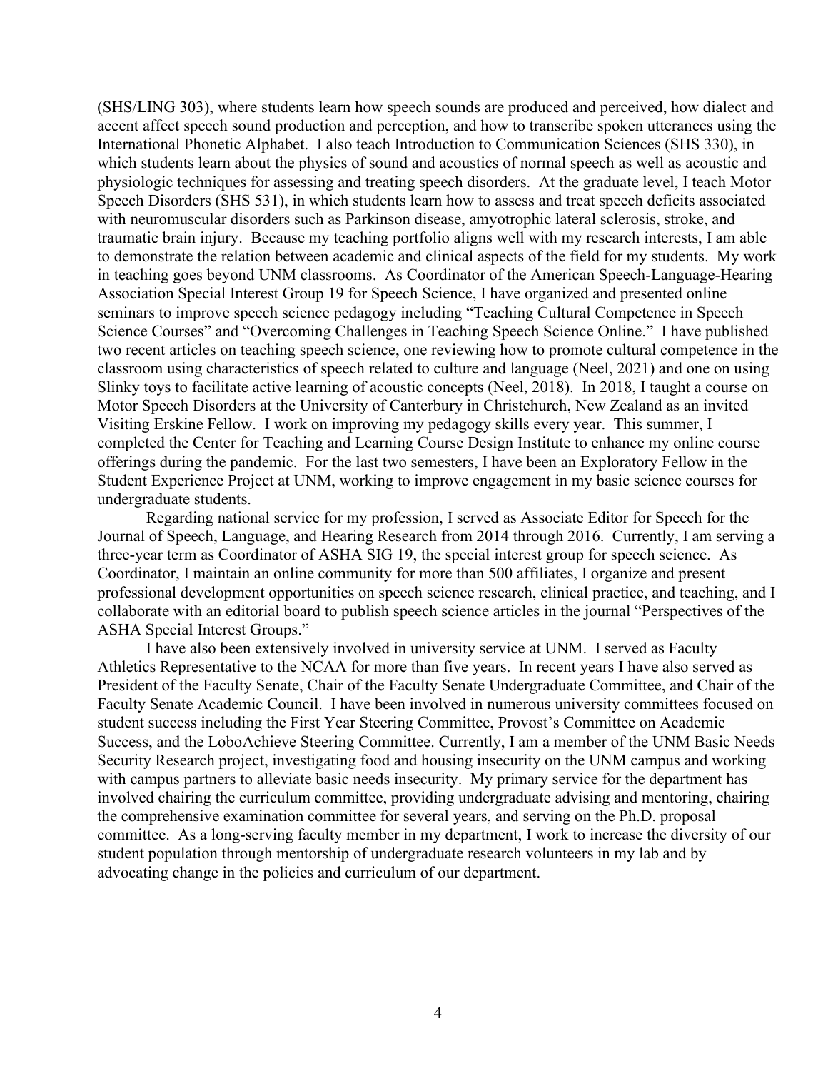(SHS/LING 303), where students learn how speech sounds are produced and perceived, how dialect and accent affect speech sound production and perception, and how to transcribe spoken utterances using the International Phonetic Alphabet. I also teach Introduction to Communication Sciences (SHS 330), in which students learn about the physics of sound and acoustics of normal speech as well as acoustic and physiologic techniques for assessing and treating speech disorders. At the graduate level, I teach Motor Speech Disorders (SHS 531), in which students learn how to assess and treat speech deficits associated with neuromuscular disorders such as Parkinson disease, amyotrophic lateral sclerosis, stroke, and traumatic brain injury. Because my teaching portfolio aligns well with my research interests, I am able to demonstrate the relation between academic and clinical aspects of the field for my students. My work in teaching goes beyond UNM classrooms. As Coordinator of the American Speech-Language-Hearing Association Special Interest Group 19 for Speech Science, I have organized and presented online seminars to improve speech science pedagogy including "Teaching Cultural Competence in Speech Science Courses" and "Overcoming Challenges in Teaching Speech Science Online." I have published two recent articles on teaching speech science, one reviewing how to promote cultural competence in the classroom using characteristics of speech related to culture and language (Neel, 2021) and one on using Slinky toys to facilitate active learning of acoustic concepts (Neel, 2018). In 2018, I taught a course on Motor Speech Disorders at the University of Canterbury in Christchurch, New Zealand as an invited Visiting Erskine Fellow. I work on improving my pedagogy skills every year. This summer, I completed the Center for Teaching and Learning Course Design Institute to enhance my online course offerings during the pandemic. For the last two semesters, I have been an Exploratory Fellow in the Student Experience Project at UNM, working to improve engagement in my basic science courses for undergraduate students.

Regarding national service for my profession, I served as Associate Editor for Speech for the Journal of Speech, Language, and Hearing Research from 2014 through 2016. Currently, I am serving a three-year term as Coordinator of ASHA SIG 19, the special interest group for speech science. As Coordinator, I maintain an online community for more than 500 affiliates, I organize and present professional development opportunities on speech science research, clinical practice, and teaching, and I collaborate with an editorial board to publish speech science articles in the journal "Perspectives of the ASHA Special Interest Groups."

I have also been extensively involved in university service at UNM. I served as Faculty Athletics Representative to the NCAA for more than five years. In recent years I have also served as President of the Faculty Senate, Chair of the Faculty Senate Undergraduate Committee, and Chair of the Faculty Senate Academic Council. I have been involved in numerous university committees focused on student success including the First Year Steering Committee, Provost's Committee on Academic Success, and the LoboAchieve Steering Committee. Currently, I am a member of the UNM Basic Needs Security Research project, investigating food and housing insecurity on the UNM campus and working with campus partners to alleviate basic needs insecurity. My primary service for the department has involved chairing the curriculum committee, providing undergraduate advising and mentoring, chairing the comprehensive examination committee for several years, and serving on the Ph.D. proposal committee. As a long-serving faculty member in my department, I work to increase the diversity of our student population through mentorship of undergraduate research volunteers in my lab and by advocating change in the policies and curriculum of our department.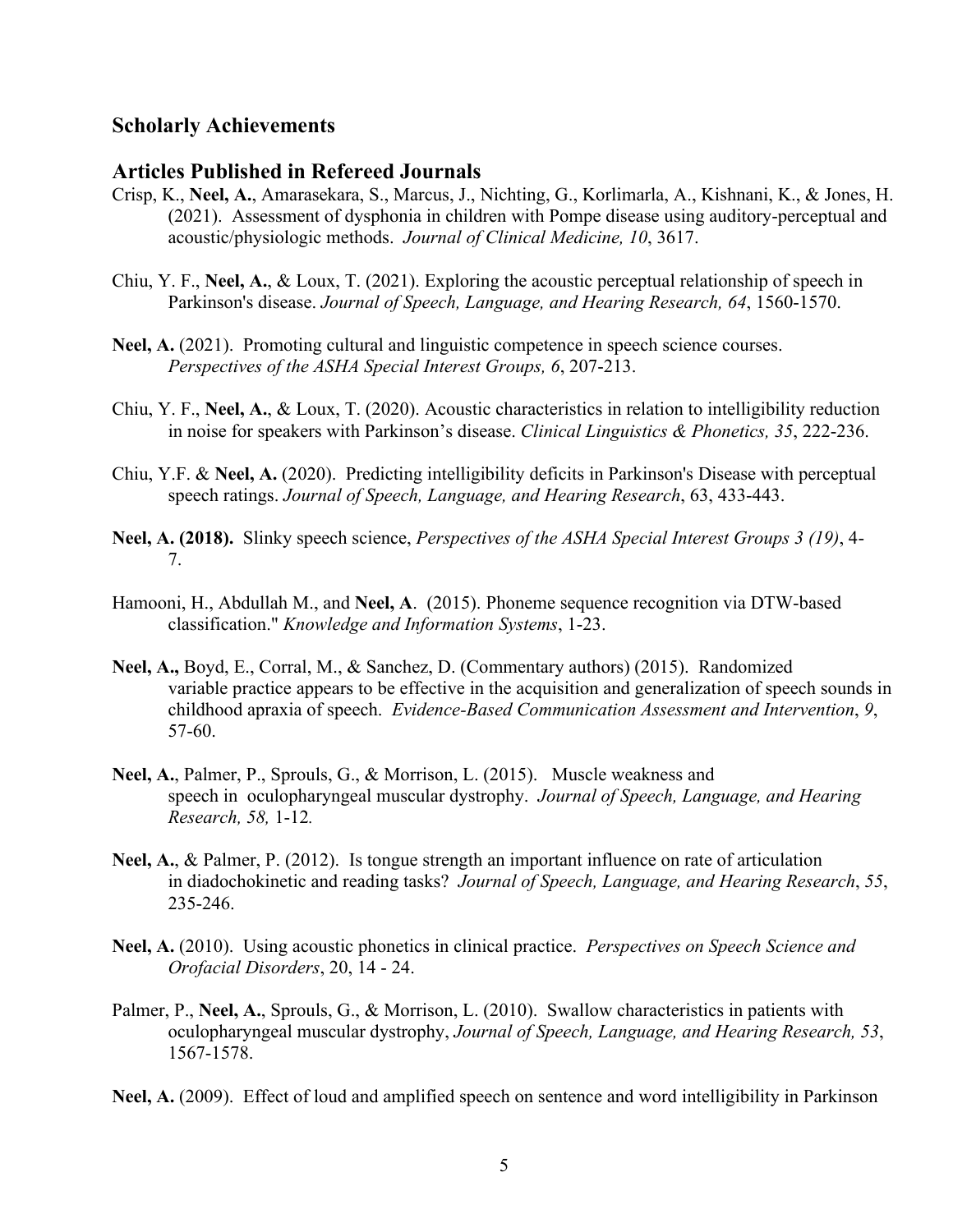## Scholarly Achievements

### Articles Published in Refereed Journals

Crisp, K., **Neel, A.**, Amarasekara, S., Marcus, J., Nichting, G., Korlimarla, A., Kishnani, K., & Jones, H. (2021). Assessment of dysphonia in children with Pompe disease using auditory-perceptual and acoustic/physiologic methods. *Journal of Clinical Medicine, 10*, 3617.

Chiu, Y. F., **Neel, A.**, & Loux, T. (2021). Exploring the acoustic perceptual relationship of speech in Parkinson's disease. *Journal of Speech, Language, and Hearing Research, 64*, 1560-1570.

**Neel, A.** (2021). Promoting cultural and linguistic competence in speech science courses. *Perspectives of the ASHA Special Interest Groups, 6*, 207-213.

Chiu, Y. F., **Neel, A.**, & Loux, T. (2020). Acoustic characteristics in relation to intelligibility reduction in noise for speakers with Parkinson's disease. *Clinical Linguistics & Phonetics, 35*, 222-236.

Chiu, Y.F. & **Neel, A.** (2020). Predicting intelligibility deficits in Parkinson's Disease with perceptual speech ratings. *Journal of Speech, Language, and Hearing Research*, 63, 433-443.

**Neel, A. (2018).** Slinky speech science, *Perspectives of the ASHA Special Interest Groups 3 (19)*, 4-7.

Hamooni, H., Abdullah M., and **Neel, A**. (2015). Phoneme sequence recognition via DTW-based classification." *Knowledge and Information Systems*, 1-23.

**Neel, A.,** Boyd, E., Corral, M., & Sanchez, D. (Commentary authors) (2015). Randomized variable practice appears to be effective in the acquisition and generalization of speech sounds in childhood apraxia of speech. *Evidence-Based Communication Assessment and Intervention*, *9*, 57-60.

**Neel, A.**, Palmer, P., Sprouls, G., & Morrison, L. (2015). Muscle weakness and speech in oculopharyngeal muscular dystrophy. *Journal of Speech, Language, and Hearing Research, 58,* 1-12*.*

**Neel, A.**, & Palmer, P. (2012). Is tongue strength an important influence on rate of articulation in diadochokinetic and reading tasks? *Journal of Speech, Language, and Hearing Research*, *55*, 235-246.

**Neel, A.** (2010). Using acoustic phonetics in clinical practice. *Perspectives on Speech Science and Orofacial Disorders*, 20, 14 - 24.

Palmer, P., **Neel, A.**, Sprouls, G., & Morrison, L. (2010). Swallow characteristics in patients with oculopharyngeal muscular dystrophy, *Journal of Speech, Language, and Hearing Research, 53*, 1567-1578.

**Neel, A.** (2009). Effect of loud and amplified speech on sentence and word intelligibility in Parkinson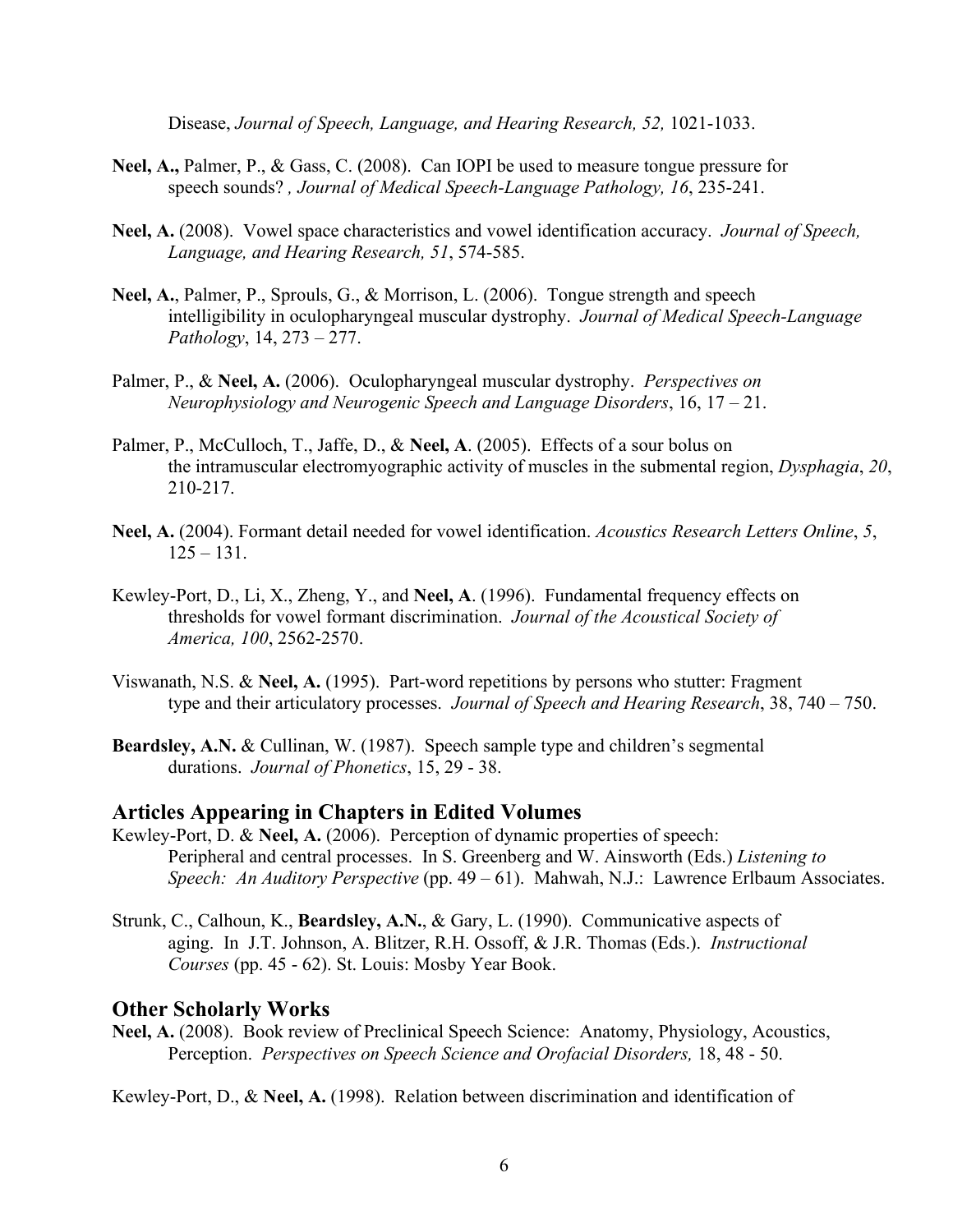Disease, *Journal of Speech, Language, and Hearing Research, 52,* 1021-1033.

**Neel, A.,** Palmer, P., & Gass, C. (2008). Can IOPI be used to measure tongue pressure for speech sounds? *, Journal of Medical Speech-Language Pathology, 16*, 235-241.

**Neel, A.** (2008). Vowel space characteristics and vowel identification accuracy. *Journal of Speech, Language, and Hearing Research, 51*, 574-585.

**Neel, A.**, Palmer, P., Sprouls, G., & Morrison, L. (2006). Tongue strength and speech intelligibility in oculopharyngeal muscular dystrophy. *Journal of Medical Speech-Language Pathology*, 14, 273 – 277.

Palmer, P., & **Neel, A.** (2006). Oculopharyngeal muscular dystrophy. *Perspectives on Neurophysiology and Neurogenic Speech and Language Disorders*, 16, 17 – 21.

Palmer, P., McCulloch, T., Jaffe, D., & **Neel, A**. (2005). Effects of a sour bolus on the intramuscular electromyographic activity of muscles in the submental region, *Dysphagia*, *20*, 210-217.

**Neel, A.** (2004). Formant detail needed for vowel identification. *Acoustics Research Letters Online*, *5*, 125 – 131.

Kewley-Port, D., Li, X., Zheng, Y., and **Neel, A**. (1996). Fundamental frequency effects on thresholds for vowel formant discrimination. *Journal of the Acoustical Society of America, 100*, 2562-2570.

Viswanath, N.S. & **Neel, A.** (1995). Part-word repetitions by persons who stutter: Fragment type and their articulatory processes. *Journal of Speech and Hearing Research*, 38, 740 – 750.

**Beardsley, A.N.** & Cullinan, W. (1987). Speech sample type and children's segmental durations. *Journal of Phonetics*, 15, 29 - 38.

## Articles Appearing in Chapters in Edited Volumes

Kewley-Port, D. & **Neel, A.** (2006). Perception of dynamic properties of speech: Peripheral and central processes. In S. Greenberg and W. Ainsworth (Eds.) *Listening to Speech: An Auditory Perspective* (pp. 49 – 61). Mahwah, N.J.: Lawrence Erlbaum Associates.

Strunk, C., Calhoun, K., **Beardsley, A.N.**, & Gary, L. (1990). Communicative aspects of aging. In J.T. Johnson, A. Blitzer, R.H. Ossoff, & J.R. Thomas (Eds.). *Instructional Courses* (pp. 45 - 62). St. Louis: Mosby Year Book.

## Other Scholarly Works

**Neel, A.** (2008). Book review of Preclinical Speech Science: Anatomy, Physiology, Acoustics, Perception. *Perspectives on Speech Science and Orofacial Disorders,* 18, 48 - 50.

Kewley-Port, D., & **Neel, A.** (1998). Relation between discrimination and identification of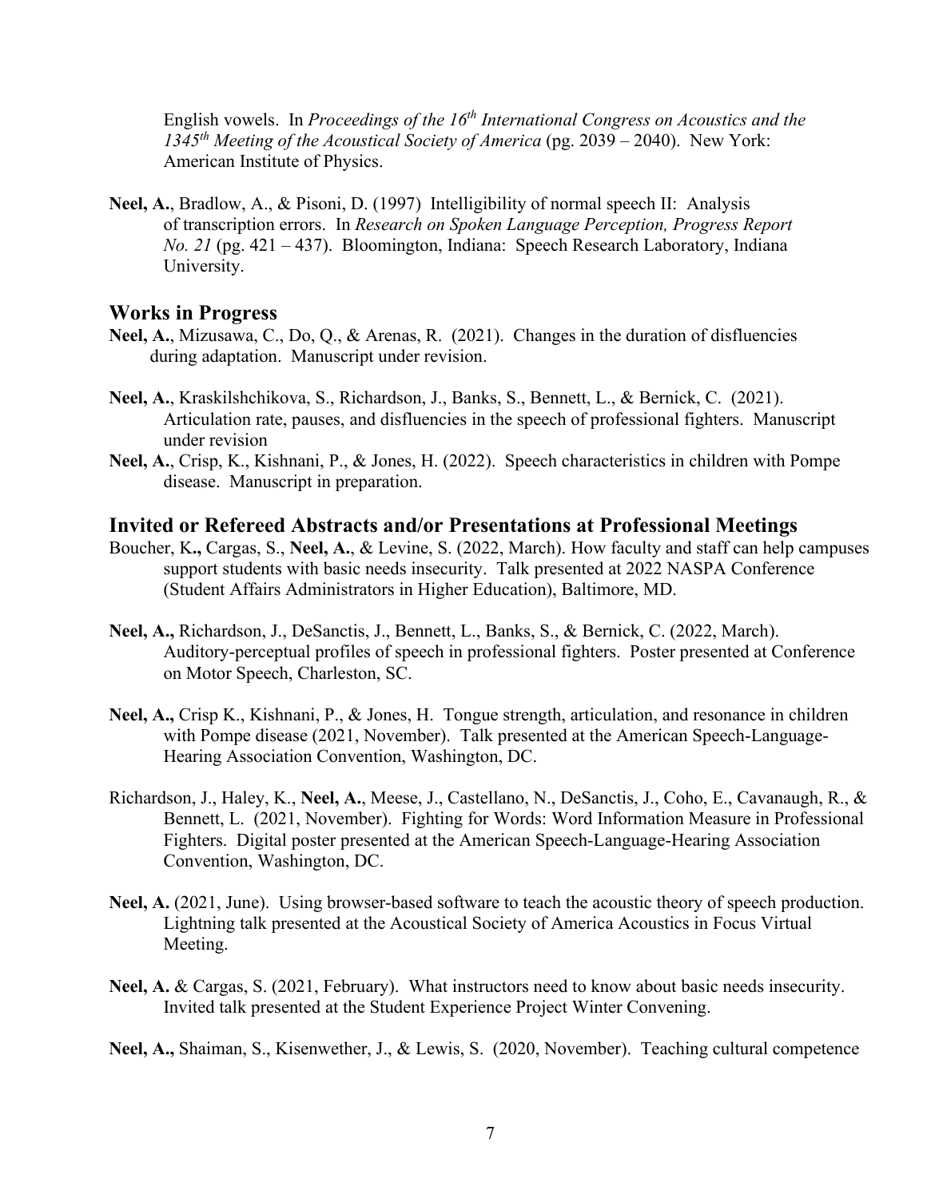English vowels. In *Proceedings of the 16th International Congress on Acoustics and the 1345th Meeting of the Acoustical Society of America* (pg. 2039 – 2040). New York: American Institute of Physics.

**Neel, A.**, Bradlow, A., & Pisoni, D. (1997) Intelligibility of normal speech II: Analysis of transcription errors. In *Research on Spoken Language Perception, Progress Report No. 21* (pg. 421 – 437). Bloomington, Indiana: Speech Research Laboratory, Indiana University.

## Works in Progress

**Neel, A.**, Mizusawa, C., Do, Q., & Arenas, R. (2021). Changes in the duration of disfluencies during adaptation. Manuscript under revision.

**Neel, A.**, Kraskilshchikova, S., Richardson, J., Banks, S., Bennett, L., & Bernick, C. (2021). Articulation rate, pauses, and disfluencies in the speech of professional fighters. Manuscript under revision

**Neel, A.**, Crisp, K., Kishnani, P., & Jones, H. (2022). Speech characteristics in children with Pompe disease. Manuscript in preparation.

## Invited or Refereed Abstracts and/or Presentations at Professional Meetings

Boucher, K**.,** Cargas, S., **Neel, A.**, & Levine, S. (2022, March). How faculty and staff can help campuses support students with basic needs insecurity. Talk presented at 2022 NASPA Conference (Student Affairs Administrators in Higher Education), Baltimore, MD.

**Neel, A.,** Richardson, J., DeSanctis, J., Bennett, L., Banks, S., & Bernick, C. (2022, March). Auditory-perceptual profiles of speech in professional fighters. Poster presented at Conference on Motor Speech, Charleston, SC.

**Neel, A.,** Crisp K., Kishnani, P., & Jones, H. Tongue strength, articulation, and resonance in children with Pompe disease (2021, November). Talk presented at the American Speech-Language-Hearing Association Convention, Washington, DC.

Richardson, J., Haley, K., **Neel, A.**, Meese, J., Castellano, N., DeSanctis, J., Coho, E., Cavanaugh, R., & Bennett, L. (2021, November). Fighting for Words: Word Information Measure in Professional Fighters. Digital poster presented at the American Speech-Language-Hearing Association Convention, Washington, DC.

**Neel, A.** (2021, June). Using browser-based software to teach the acoustic theory of speech production. Lightning talk presented at the Acoustical Society of America Acoustics in Focus Virtual Meeting.

**Neel, A.** & Cargas, S. (2021, February). What instructors need to know about basic needs insecurity. Invited talk presented at the Student Experience Project Winter Convening.

**Neel, A.,** Shaiman, S., Kisenwether, J., & Lewis, S. (2020, November). Teaching cultural competence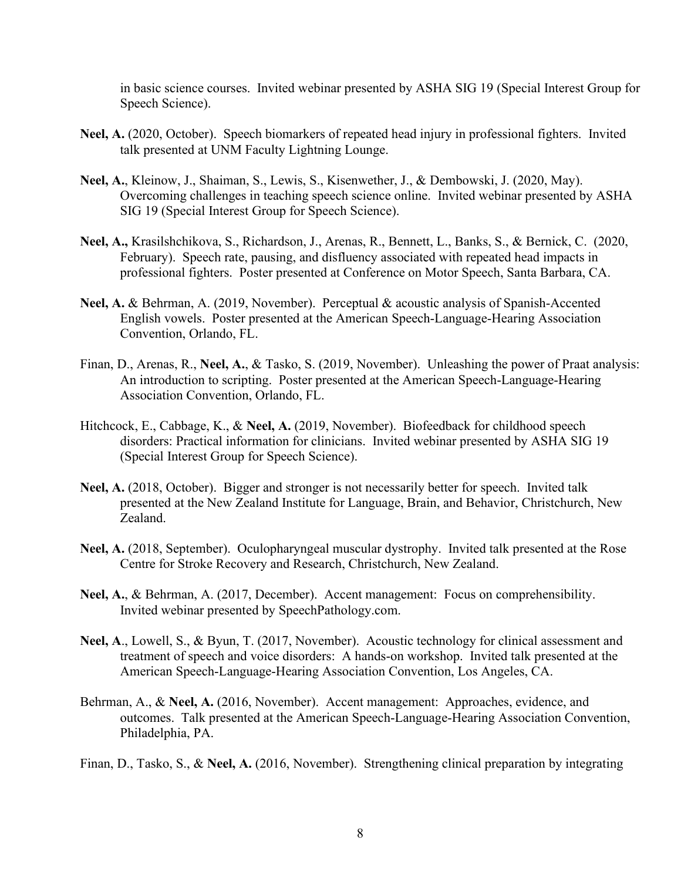in basic science courses. Invited webinar presented by ASHA SIG 19 (Special Interest Group for Speech Science).

**Neel, A.** (2020, October). Speech biomarkers of repeated head injury in professional fighters. Invited talk presented at UNM Faculty Lightning Lounge.

**Neel, A.**, Kleinow, J., Shaiman, S., Lewis, S., Kisenwether, J., & Dembowski, J. (2020, May). Overcoming challenges in teaching speech science online. Invited webinar presented by ASHA SIG 19 (Special Interest Group for Speech Science).

**Neel, A.,** Krasilshchikova, S., Richardson, J., Arenas, R., Bennett, L., Banks, S., & Bernick, C. (2020, February). Speech rate, pausing, and disfluency associated with repeated head impacts in professional fighters. Poster presented at Conference on Motor Speech, Santa Barbara, CA.

**Neel, A.** & Behrman, A. (2019, November). Perceptual & acoustic analysis of Spanish-Accented English vowels. Poster presented at the American Speech-Language-Hearing Association Convention, Orlando, FL.

Finan, D., Arenas, R., **Neel, A.**, & Tasko, S. (2019, November). Unleashing the power of Praat analysis: An introduction to scripting. Poster presented at the American Speech-Language-Hearing Association Convention, Orlando, FL.

Hitchcock, E., Cabbage, K., & **Neel, A.** (2019, November). Biofeedback for childhood speech disorders: Practical information for clinicians. Invited webinar presented by ASHA SIG 19 (Special Interest Group for Speech Science).

**Neel, A.** (2018, October). Bigger and stronger is not necessarily better for speech. Invited talk presented at the New Zealand Institute for Language, Brain, and Behavior, Christchurch, New Zealand.

**Neel, A.** (2018, September). Oculopharyngeal muscular dystrophy. Invited talk presented at the Rose Centre for Stroke Recovery and Research, Christchurch, New Zealand.

**Neel, A.**, & Behrman, A. (2017, December). Accent management: Focus on comprehensibility. Invited webinar presented by SpeechPathology.com.

**Neel, A**., Lowell, S., & Byun, T. (2017, November). Acoustic technology for clinical assessment and treatment of speech and voice disorders: A hands-on workshop. Invited talk presented at the American Speech-Language-Hearing Association Convention, Los Angeles, CA.

Behrman, A., & **Neel, A.** (2016, November). Accent management: Approaches, evidence, and outcomes. Talk presented at the American Speech-Language-Hearing Association Convention, Philadelphia, PA.

Finan, D., Tasko, S., & **Neel, A.** (2016, November). Strengthening clinical preparation by integrating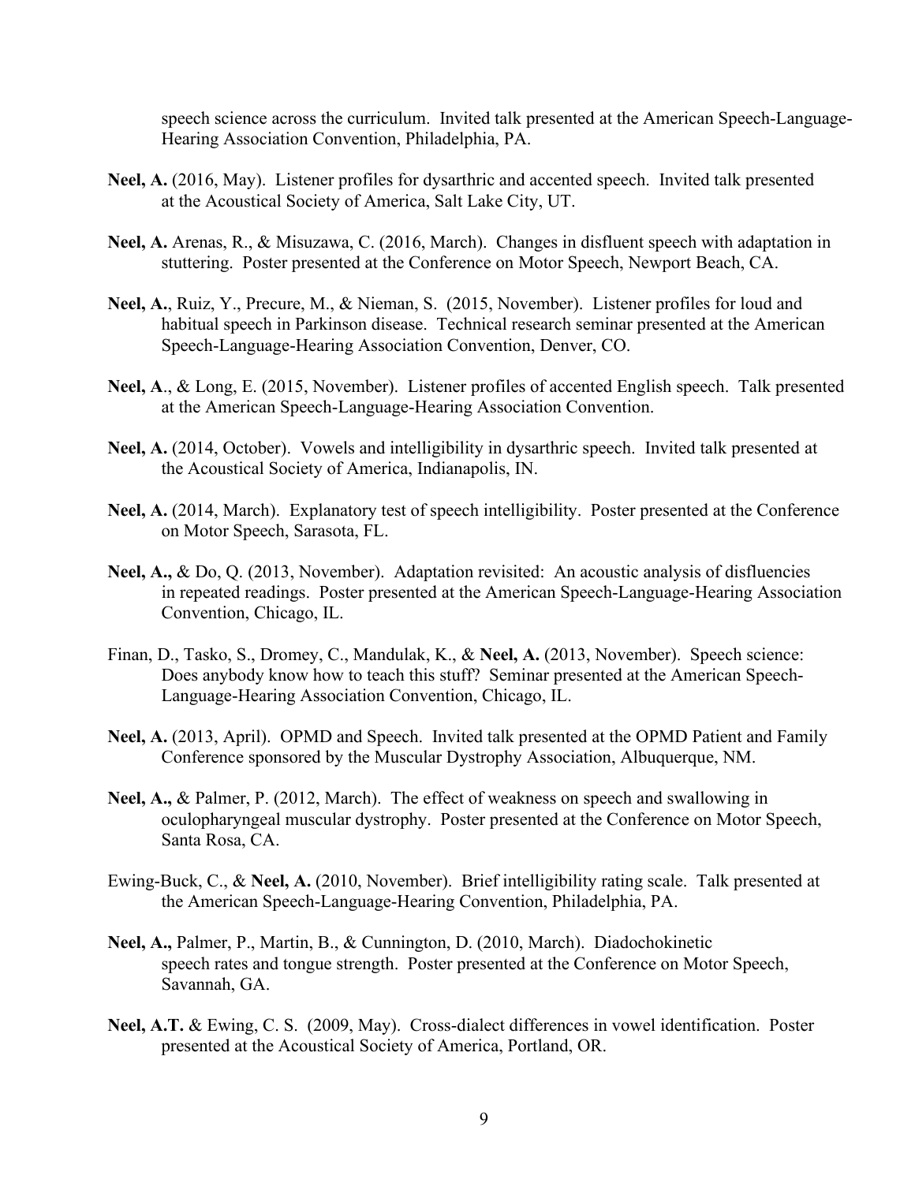speech science across the curriculum. Invited talk presented at the American Speech-Language-Hearing Association Convention, Philadelphia, PA.

**Neel, A.** (2016, May). Listener profiles for dysarthric and accented speech. Invited talk presented at the Acoustical Society of America, Salt Lake City, UT.

**Neel, A.** Arenas, R., & Misuzawa, C. (2016, March). Changes in disfluent speech with adaptation in stuttering. Poster presented at the Conference on Motor Speech, Newport Beach, CA.

**Neel, A.**, Ruiz, Y., Precure, M., & Nieman, S. (2015, November). Listener profiles for loud and habitual speech in Parkinson disease. Technical research seminar presented at the American Speech-Language-Hearing Association Convention, Denver, CO.

**Neel, A**., & Long, E. (2015, November). Listener profiles of accented English speech. Talk presented at the American Speech-Language-Hearing Association Convention.

**Neel, A.** (2014, October). Vowels and intelligibility in dysarthric speech. Invited talk presented at the Acoustical Society of America, Indianapolis, IN.

**Neel, A.** (2014, March). Explanatory test of speech intelligibility. Poster presented at the Conference on Motor Speech, Sarasota, FL.

**Neel, A.,** & Do, Q. (2013, November). Adaptation revisited: An acoustic analysis of disfluencies in repeated readings. Poster presented at the American Speech-Language-Hearing Association Convention, Chicago, IL.

Finan, D., Tasko, S., Dromey, C., Mandulak, K., & **Neel, A.** (2013, November). Speech science: Does anybody know how to teach this stuff? Seminar presented at the American Speech-Language-Hearing Association Convention, Chicago, IL.

**Neel, A.** (2013, April). OPMD and Speech. Invited talk presented at the OPMD Patient and Family Conference sponsored by the Muscular Dystrophy Association, Albuquerque, NM.

**Neel, A.,** & Palmer, P. (2012, March). The effect of weakness on speech and swallowing in oculopharyngeal muscular dystrophy. Poster presented at the Conference on Motor Speech, Santa Rosa, CA.

Ewing-Buck, C., & **Neel, A.** (2010, November). Brief intelligibility rating scale. Talk presented at the American Speech-Language-Hearing Convention, Philadelphia, PA.

**Neel, A.,** Palmer, P., Martin, B., & Cunnington, D. (2010, March). Diadochokinetic speech rates and tongue strength. Poster presented at the Conference on Motor Speech, Savannah, GA.

**Neel, A.T.** & Ewing, C. S. (2009, May). Cross-dialect differences in vowel identification. Poster presented at the Acoustical Society of America, Portland, OR.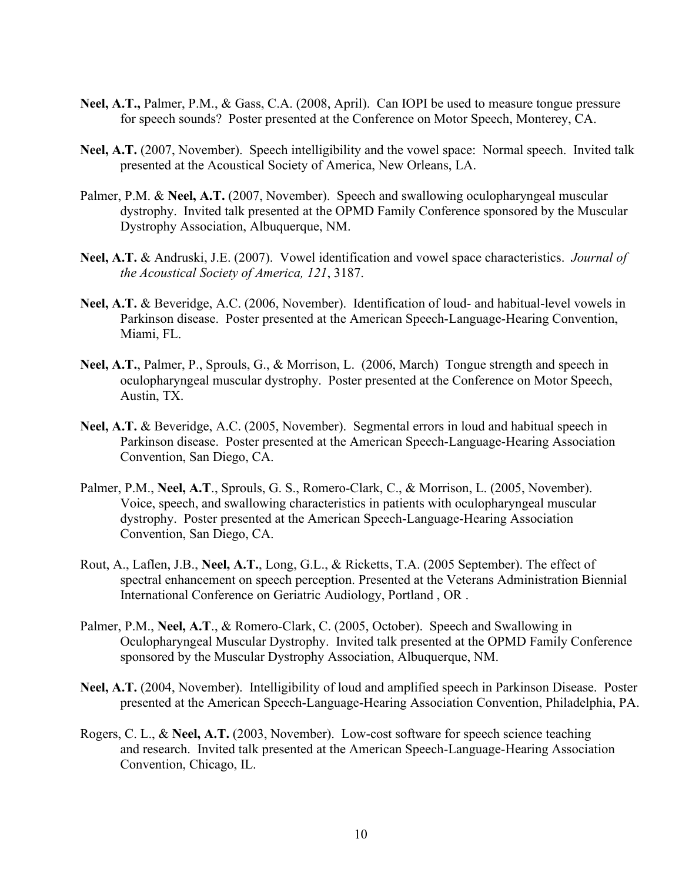**Neel, A.T.,** Palmer, P.M., & Gass, C.A. (2008, April). Can IOPI be used to measure tongue pressure for speech sounds? Poster presented at the Conference on Motor Speech, Monterey, CA.

**Neel, A.T.** (2007, November). Speech intelligibility and the vowel space: Normal speech. Invited talk presented at the Acoustical Society of America, New Orleans, LA.

Palmer, P.M. & **Neel, A.T.** (2007, November). Speech and swallowing oculopharyngeal muscular dystrophy. Invited talk presented at the OPMD Family Conference sponsored by the Muscular Dystrophy Association, Albuquerque, NM.

**Neel, A.T.** & Andruski, J.E. (2007). Vowel identification and vowel space characteristics. *Journal of the Acoustical Society of America, 121*, 3187.

**Neel, A.T.** & Beveridge, A.C. (2006, November). Identification of loud- and habitual-level vowels in Parkinson disease. Poster presented at the American Speech-Language-Hearing Convention, Miami, FL.

**Neel, A.T.**, Palmer, P., Sprouls, G., & Morrison, L. (2006, March) Tongue strength and speech in oculopharyngeal muscular dystrophy. Poster presented at the Conference on Motor Speech, Austin, TX.

**Neel, A.T.** & Beveridge, A.C. (2005, November). Segmental errors in loud and habitual speech in Parkinson disease. Poster presented at the American Speech-Language-Hearing Association Convention, San Diego, CA.

Palmer, P.M., **Neel, A.T**., Sprouls, G. S., Romero-Clark, C., & Morrison, L. (2005, November). Voice, speech, and swallowing characteristics in patients with oculopharyngeal muscular dystrophy. Poster presented at the American Speech-Language-Hearing Association Convention, San Diego, CA.

Rout, A., Laflen, J.B., **Neel, A.T.**, Long, G.L., & Ricketts, T.A. (2005 September). The effect of spectral enhancement on speech perception. Presented at the Veterans Administration Biennial International Conference on Geriatric Audiology, Portland , OR .

Palmer, P.M., **Neel, A.T**., & Romero-Clark, C. (2005, October). Speech and Swallowing in Oculopharyngeal Muscular Dystrophy. Invited talk presented at the OPMD Family Conference sponsored by the Muscular Dystrophy Association, Albuquerque, NM.

**Neel, A.T.** (2004, November). Intelligibility of loud and amplified speech in Parkinson Disease. Poster presented at the American Speech-Language-Hearing Association Convention, Philadelphia, PA.

Rogers, C. L., & **Neel, A.T.** (2003, November). Low-cost software for speech science teaching and research. Invited talk presented at the American Speech-Language-Hearing Association Convention, Chicago, IL.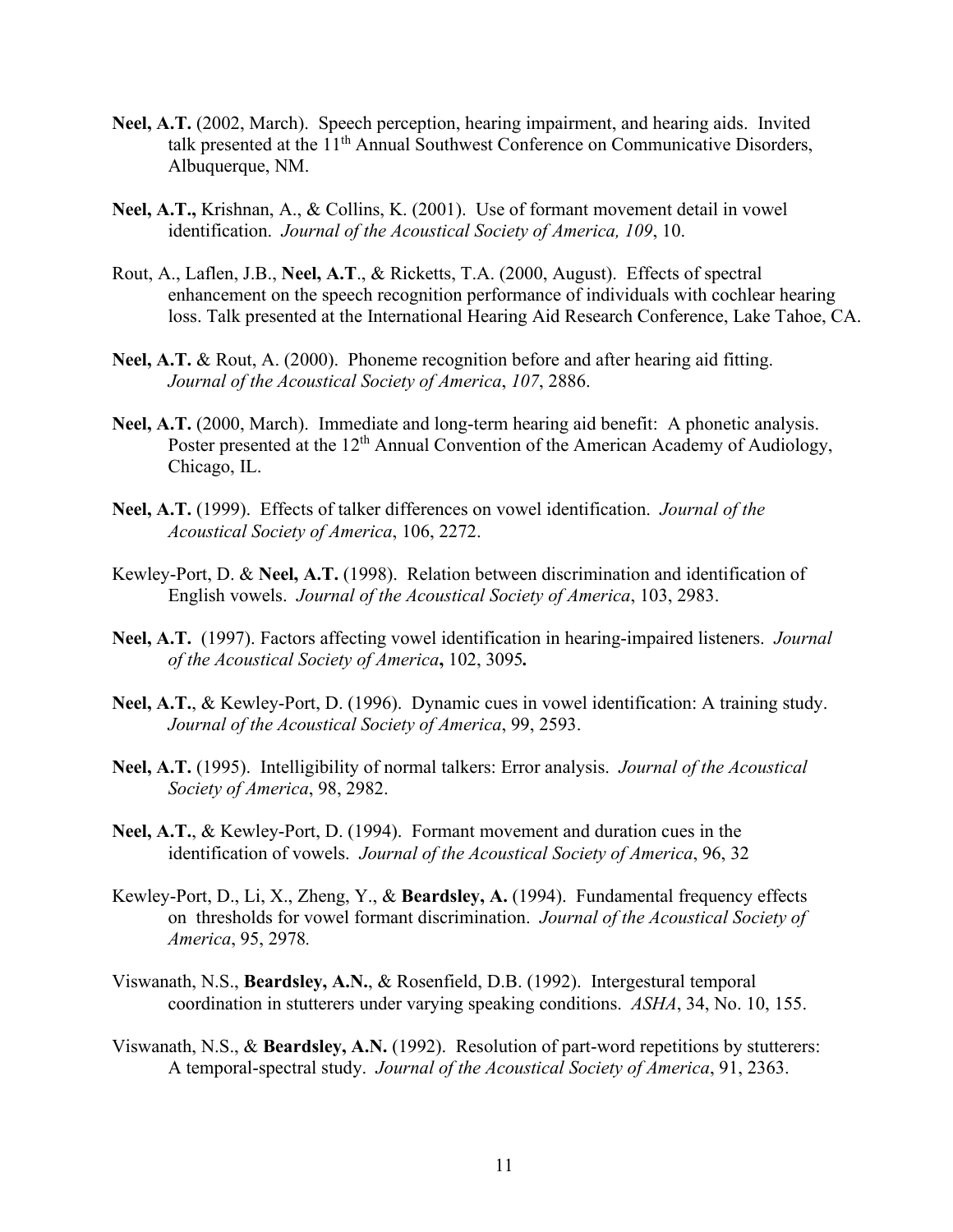**Neel, A.T.** (2002, March). Speech perception, hearing impairment, and hearing aids. Invited talk presented at the 11th Annual Southwest Conference on Communicative Disorders, Albuquerque, NM.

**Neel, A.T.,** Krishnan, A., & Collins, K. (2001). Use of formant movement detail in vowel identification. *Journal of the Acoustical Society of America, 109*, 10.

Rout, A., Laflen, J.B., **Neel, A.T**., & Ricketts, T.A. (2000, August). Effects of spectral enhancement on the speech recognition performance of individuals with cochlear hearing loss. Talk presented at the International Hearing Aid Research Conference, Lake Tahoe, CA.

**Neel, A.T.** & Rout, A. (2000). Phoneme recognition before and after hearing aid fitting. *Journal of the Acoustical Society of America*, *107*, 2886.

**Neel, A.T.** (2000, March). Immediate and long-term hearing aid benefit: A phonetic analysis. Poster presented at the 12th Annual Convention of the American Academy of Audiology, Chicago, IL.

**Neel, A.T.** (1999). Effects of talker differences on vowel identification. *Journal of the Acoustical Society of America*, 106, 2272.

Kewley-Port, D. & **Neel, A.T.** (1998). Relation between discrimination and identification of English vowels. *Journal of the Acoustical Society of America*, 103, 2983.

**Neel, A.T.** (1997). Factors affecting vowel identification in hearing-impaired listeners. *Journal of the Acoustical Society of America***,** 102, 3095**.**

**Neel, A.T.**, & Kewley-Port, D. (1996). Dynamic cues in vowel identification: A training study. *Journal of the Acoustical Society of America*, 99, 2593.

**Neel, A.T.** (1995). Intelligibility of normal talkers: Error analysis. *Journal of the Acoustical Society of America*, 98, 2982.

**Neel, A.T.**, & Kewley-Port, D. (1994). Formant movement and duration cues in the identification of vowels. *Journal of the Acoustical Society of America*, 96, 32

Kewley-Port, D., Li, X., Zheng, Y., & **Beardsley, A.** (1994). Fundamental frequency effects on thresholds for vowel formant discrimination. *Journal of the Acoustical Society of America*, 95, 2978.

Viswanath, N.S., **Beardsley, A.N.**, & Rosenfield, D.B. (1992). Intergestural temporal coordination in stutterers under varying speaking conditions. *ASHA*, 34, No. 10, 155.

Viswanath, N.S., & **Beardsley, A.N.** (1992). Resolution of part-word repetitions by stutterers: A temporal-spectral study. *Journal of the Acoustical Society of America*, 91, 2363.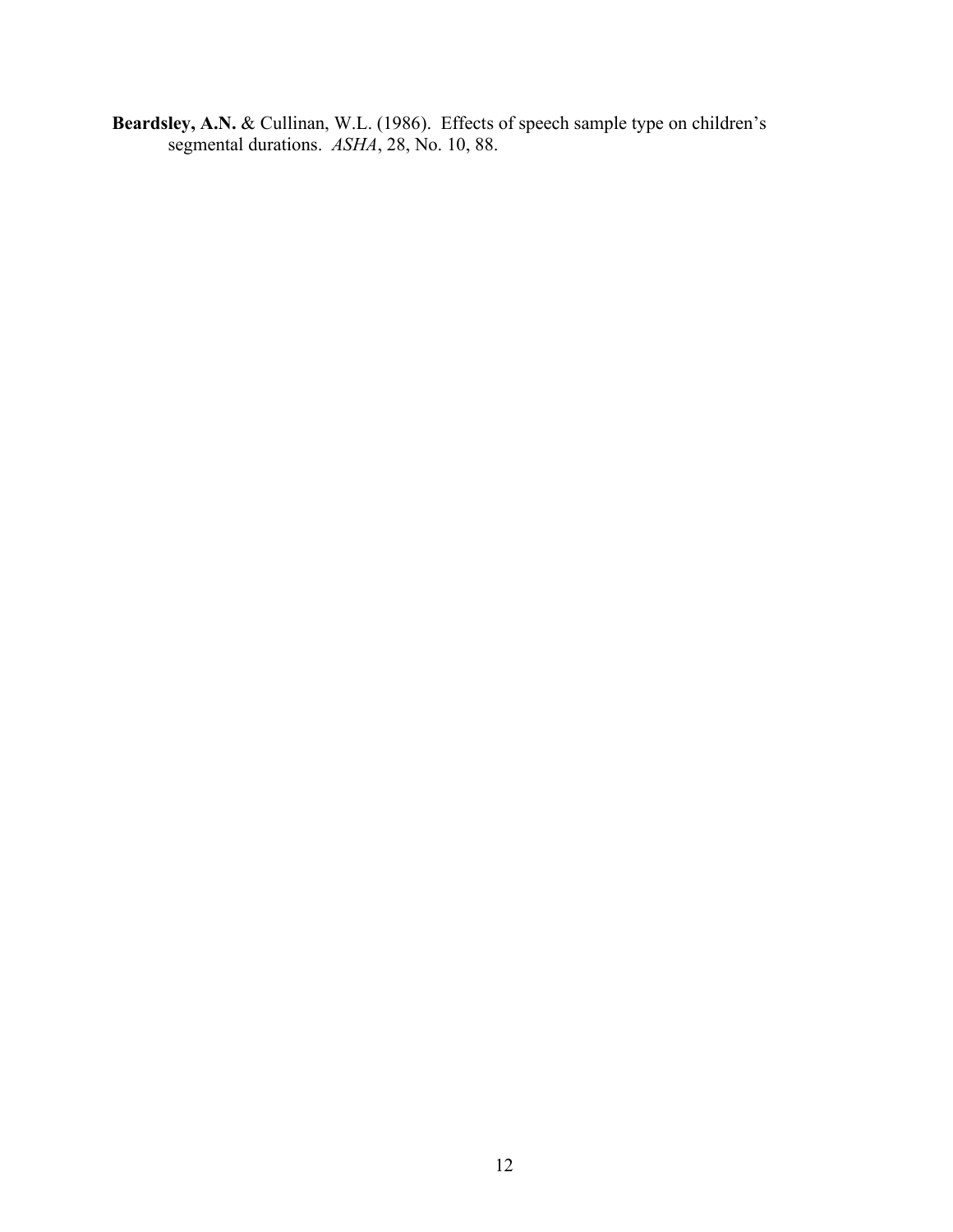**Beardsley, A.N.** & Cullinan, W.L. (1986). Effects of speech sample type on children's segmental durations. *ASHA*, 28, No. 10, 88.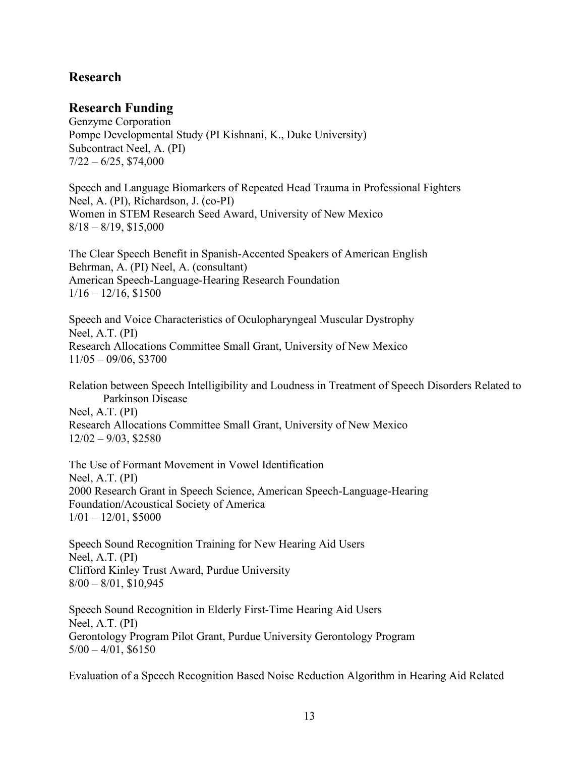## Research

## Research Funding

Genzyme Corporation
Pompe Developmental Study (PI Kishnani, K., Duke University)
Subcontract Neel, A. (PI)
7/22 – 6/25, $74,000

Speech and Language Biomarkers of Repeated Head Trauma in Professional Fighters
Neel, A. (PI), Richardson, J. (co-PI)
Women in STEM Research Seed Award, University of New Mexico
8/18 – 8/19, $15,000

The Clear Speech Benefit in Spanish-Accented Speakers of American English
Behrman, A. (PI) Neel, A. (consultant)
American Speech-Language-Hearing Research Foundation
1/16 – 12/16, $1500

Speech and Voice Characteristics of Oculopharyngeal Muscular Dystrophy
Neel, A.T. (PI)
Research Allocations Committee Small Grant, University of New Mexico
11/05 – 09/06, $3700

Relation between Speech Intelligibility and Loudness in Treatment of Speech Disorders Related to Parkinson Disease
Neel, A.T. (PI)
Research Allocations Committee Small Grant, University of New Mexico
12/02 – 9/03, $2580

The Use of Formant Movement in Vowel Identification
Neel, A.T. (PI)
2000 Research Grant in Speech Science, American Speech-Language-Hearing Foundation/Acoustical Society of America
1/01 – 12/01, $5000

Speech Sound Recognition Training for New Hearing Aid Users
Neel, A.T. (PI)
Clifford Kinley Trust Award, Purdue University
8/00 – 8/01, $10,945

Speech Sound Recognition in Elderly First-Time Hearing Aid Users
Neel, A.T. (PI)
Gerontology Program Pilot Grant, Purdue University Gerontology Program
5/00 – 4/01, $6150

Evaluation of a Speech Recognition Based Noise Reduction Algorithm in Hearing Aid Related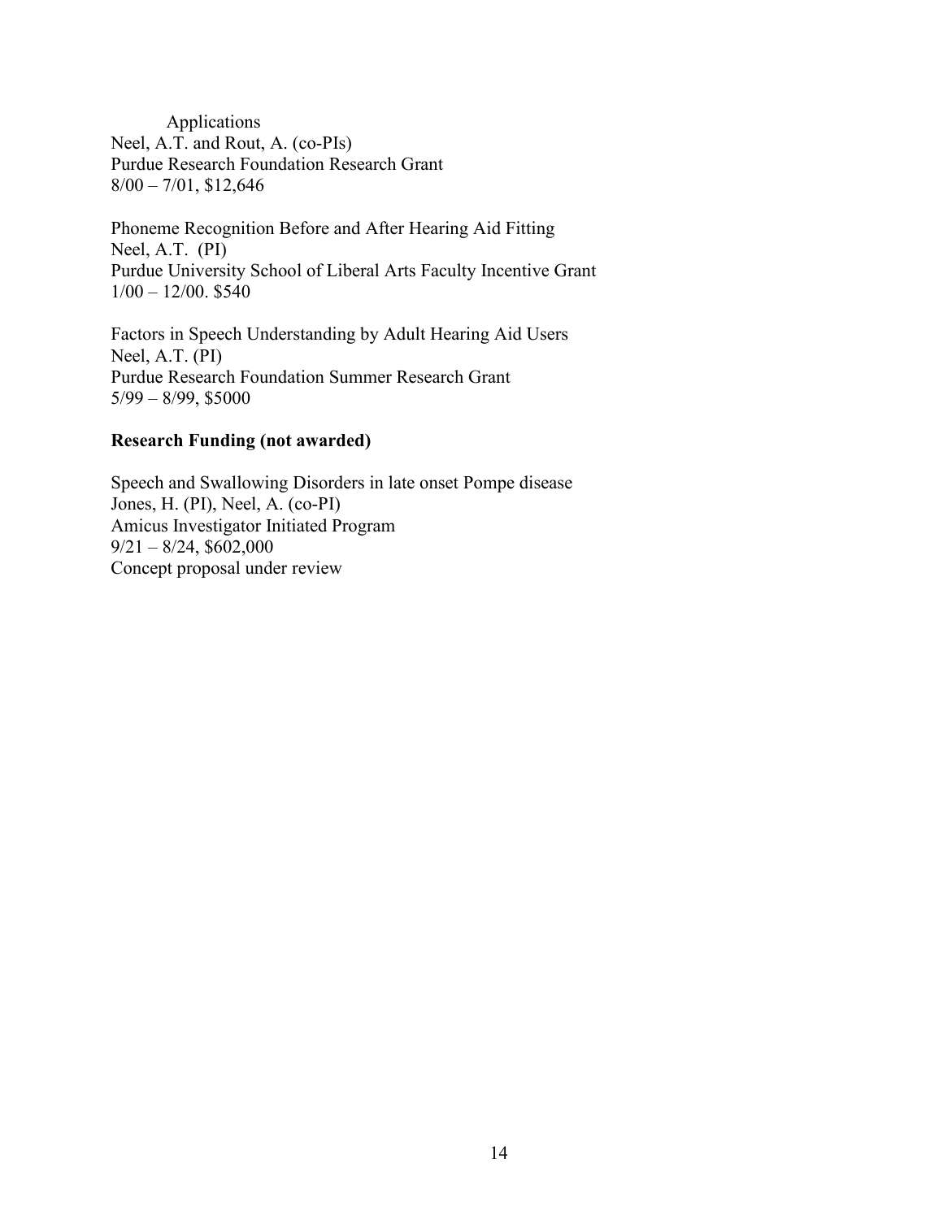Applications
Neel, A.T. and Rout, A. (co-PIs)
Purdue Research Foundation Research Grant
8/00 – 7/01, $12,646

Phoneme Recognition Before and After Hearing Aid Fitting
Neel, A.T. (PI)
Purdue University School of Liberal Arts Faculty Incentive Grant
1/00 – 12/00. $540

Factors in Speech Understanding by Adult Hearing Aid Users
Neel, A.T. (PI)
Purdue Research Foundation Summer Research Grant
5/99 – 8/99, $5000

**Research Funding (not awarded)**

Speech and Swallowing Disorders in late onset Pompe disease
Jones, H. (PI), Neel, A. (co-PI)
Amicus Investigator Initiated Program
9/21 – 8/24, $602,000
Concept proposal under review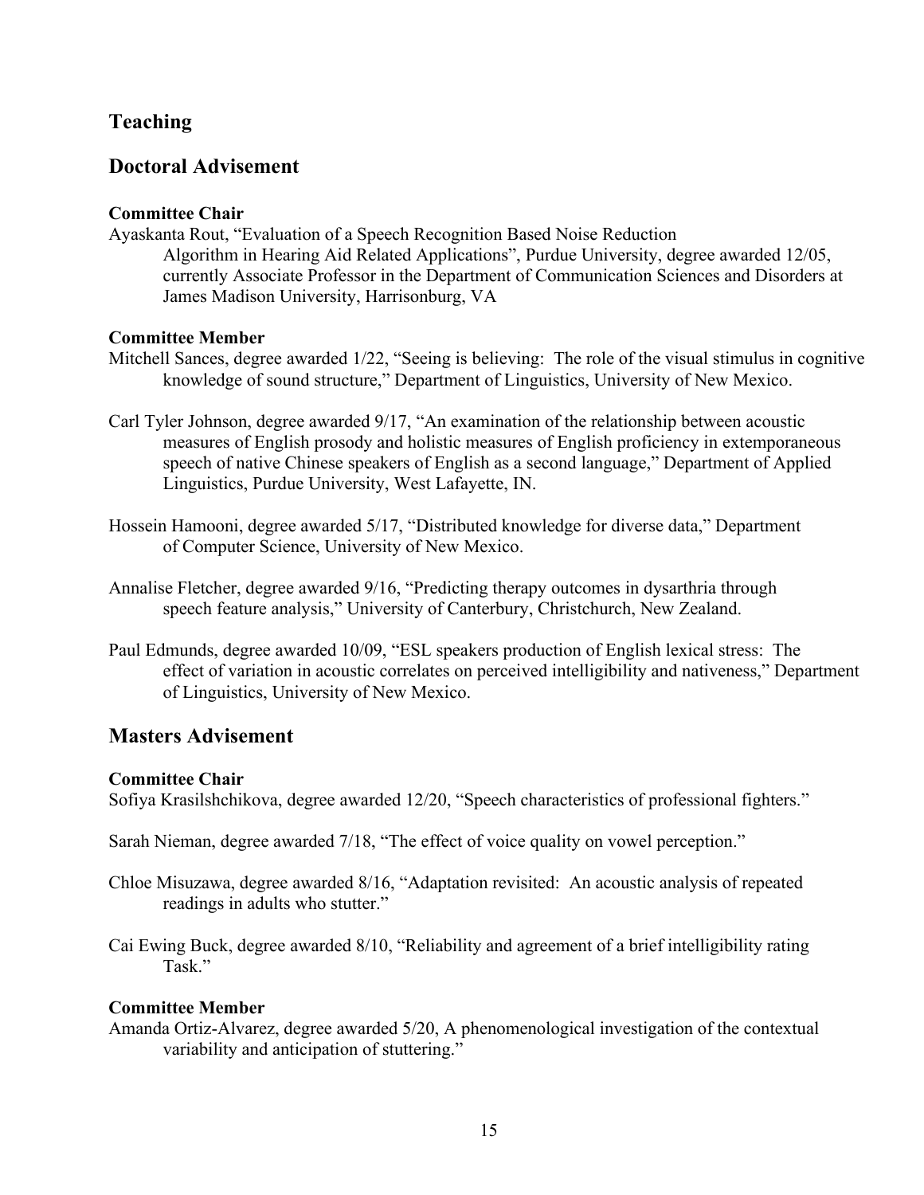## Teaching

## Doctoral Advisement

**Committee Chair**

Ayaskanta Rout, "Evaluation of a Speech Recognition Based Noise Reduction Algorithm in Hearing Aid Related Applications", Purdue University, degree awarded 12/05, currently Associate Professor in the Department of Communication Sciences and Disorders at James Madison University, Harrisonburg, VA

**Committee Member**

Mitchell Sances, degree awarded 1/22, "Seeing is believing: The role of the visual stimulus in cognitive knowledge of sound structure," Department of Linguistics, University of New Mexico.

Carl Tyler Johnson, degree awarded 9/17, "An examination of the relationship between acoustic measures of English prosody and holistic measures of English proficiency in extemporaneous speech of native Chinese speakers of English as a second language," Department of Applied Linguistics, Purdue University, West Lafayette, IN.

Hossein Hamooni, degree awarded 5/17, "Distributed knowledge for diverse data," Department of Computer Science, University of New Mexico.

Annalise Fletcher, degree awarded 9/16, "Predicting therapy outcomes in dysarthria through speech feature analysis," University of Canterbury, Christchurch, New Zealand.

Paul Edmunds, degree awarded 10/09, "ESL speakers production of English lexical stress: The effect of variation in acoustic correlates on perceived intelligibility and nativeness," Department of Linguistics, University of New Mexico.

## Masters Advisement

**Committee Chair**

Sofiya Krasilshchikova, degree awarded 12/20, "Speech characteristics of professional fighters."

Sarah Nieman, degree awarded 7/18, "The effect of voice quality on vowel perception."

Chloe Misuzawa, degree awarded 8/16, "Adaptation revisited: An acoustic analysis of repeated readings in adults who stutter."

Cai Ewing Buck, degree awarded 8/10, "Reliability and agreement of a brief intelligibility rating Task."

**Committee Member**

Amanda Ortiz-Alvarez, degree awarded 5/20, A phenomenological investigation of the contextual variability and anticipation of stuttering."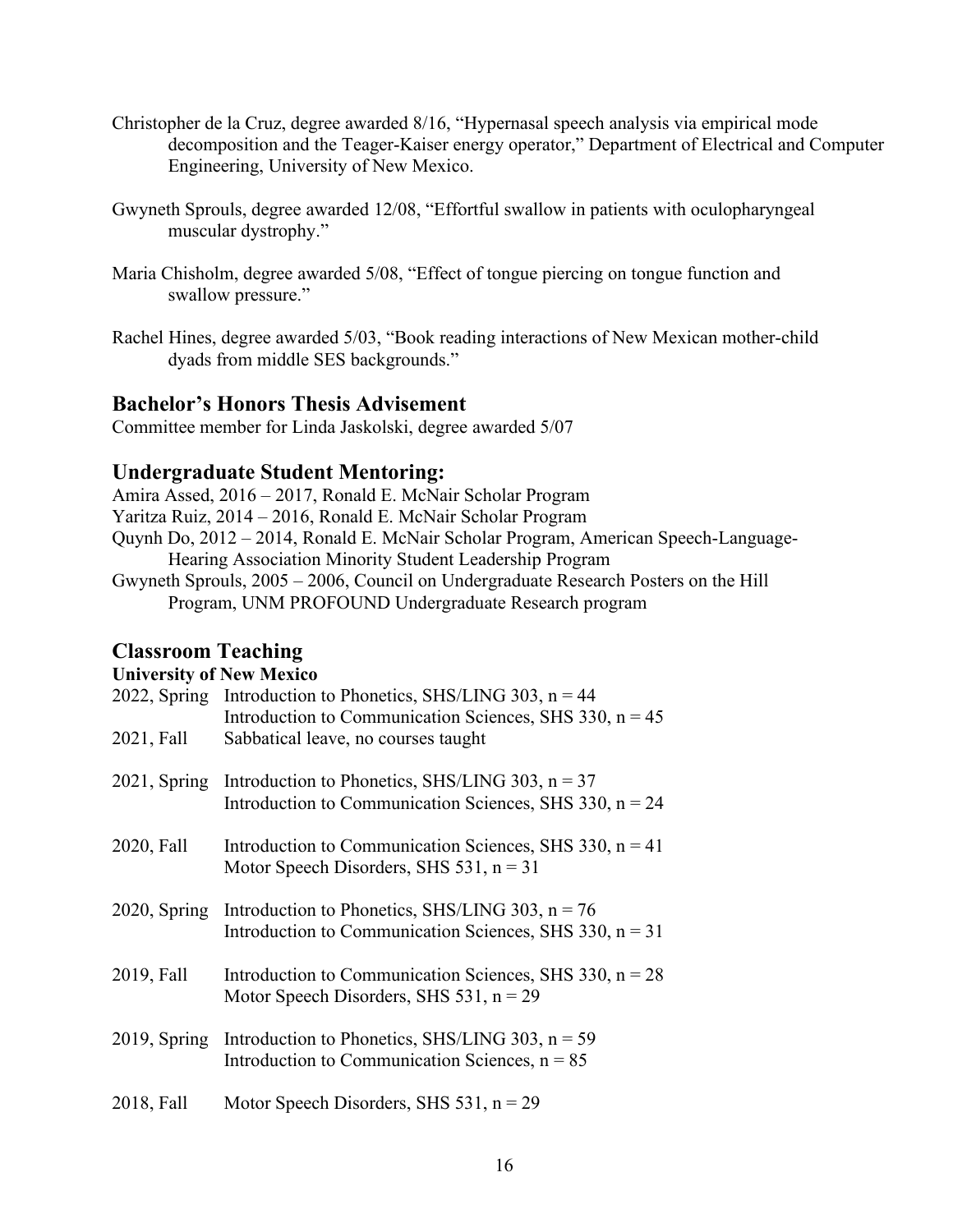Christopher de la Cruz, degree awarded 8/16, "Hypernasal speech analysis via empirical mode decomposition and the Teager-Kaiser energy operator," Department of Electrical and Computer Engineering, University of New Mexico.

Gwyneth Sprouls, degree awarded 12/08, "Effortful swallow in patients with oculopharyngeal muscular dystrophy."

Maria Chisholm, degree awarded 5/08, "Effect of tongue piercing on tongue function and swallow pressure."

Rachel Hines, degree awarded 5/03, "Book reading interactions of New Mexican mother-child dyads from middle SES backgrounds."

## Bachelor's Honors Thesis Advisement

Committee member for Linda Jaskolski, degree awarded 5/07

## Undergraduate Student Mentoring:

Amira Assed, 2016 – 2017, Ronald E. McNair Scholar Program
Yaritza Ruiz, 2014 – 2016, Ronald E. McNair Scholar Program
Quynh Do, 2012 – 2014, Ronald E. McNair Scholar Program, American Speech-Language-Hearing Association Minority Student Leadership Program
Gwyneth Sprouls, 2005 – 2006, Council on Undergraduate Research Posters on the Hill Program, UNM PROFOUND Undergraduate Research program

## Classroom Teaching

**University of New Mexico**

2022, Spring Introduction to Phonetics, SHS/LING 303, n = 44
Introduction to Communication Sciences, SHS 330, n = 45

2021, Fall Sabbatical leave, no courses taught

2021, Spring Introduction to Phonetics, SHS/LING 303, n = 37
Introduction to Communication Sciences, SHS 330, n = 24

2020, Fall Introduction to Communication Sciences, SHS 330, n = 41
Motor Speech Disorders, SHS 531, n = 31

2020, Spring Introduction to Phonetics, SHS/LING 303, n = 76
Introduction to Communication Sciences, SHS 330, n = 31

2019, Fall Introduction to Communication Sciences, SHS 330, n = 28
Motor Speech Disorders, SHS 531, n = 29

2019, Spring Introduction to Phonetics, SHS/LING 303, n = 59
Introduction to Communication Sciences, n = 85

2018, Fall Motor Speech Disorders, SHS 531, n = 29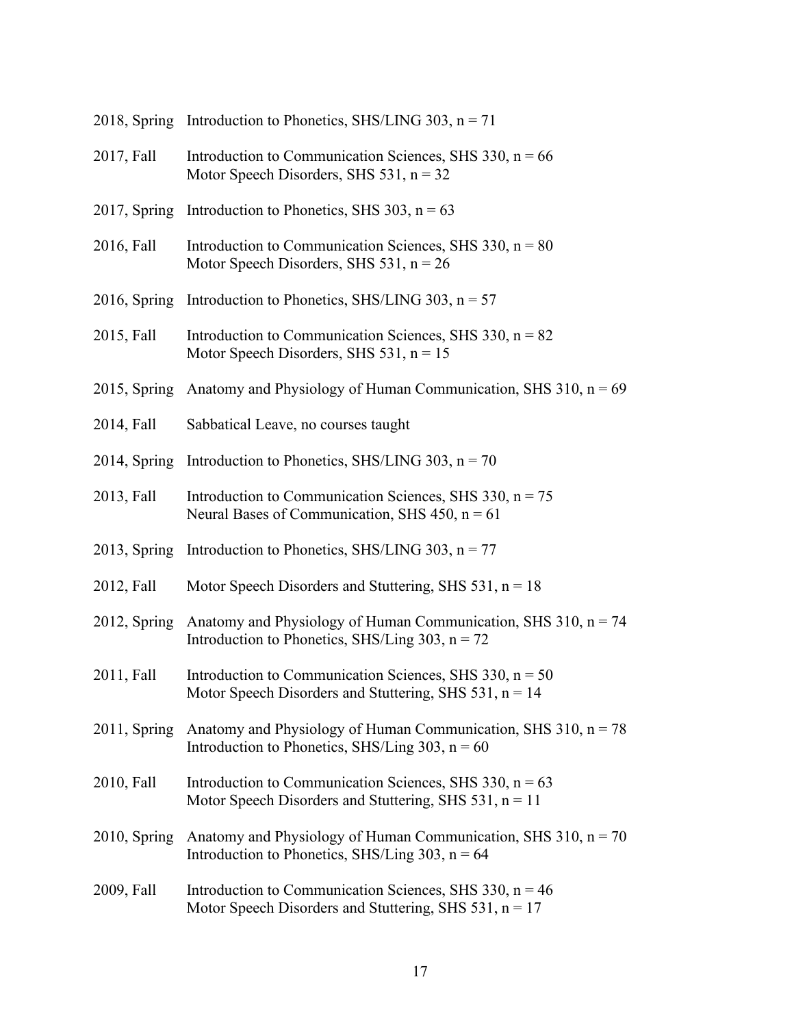2018, Spring Introduction to Phonetics, SHS/LING 303, n = 71

2017, Fall Introduction to Communication Sciences, SHS 330, n = 66
Motor Speech Disorders, SHS 531, n = 32

2017, Spring Introduction to Phonetics, SHS 303, n = 63

2016, Fall Introduction to Communication Sciences, SHS 330, n = 80
Motor Speech Disorders, SHS 531, n = 26

2016, Spring Introduction to Phonetics, SHS/LING 303, n = 57

2015, Fall Introduction to Communication Sciences, SHS 330, n = 82
Motor Speech Disorders, SHS 531, n = 15

2015, Spring Anatomy and Physiology of Human Communication, SHS 310, n = 69

2014, Fall Sabbatical Leave, no courses taught

2014, Spring Introduction to Phonetics, SHS/LING 303, n = 70

2013, Fall Introduction to Communication Sciences, SHS 330, n = 75
Neural Bases of Communication, SHS 450, n = 61

2013, Spring Introduction to Phonetics, SHS/LING 303, n = 77

2012, Fall Motor Speech Disorders and Stuttering, SHS 531, n = 18

2012, Spring Anatomy and Physiology of Human Communication, SHS 310, n = 74
Introduction to Phonetics, SHS/Ling 303, n = 72

2011, Fall Introduction to Communication Sciences, SHS 330, n = 50
Motor Speech Disorders and Stuttering, SHS 531, n = 14

2011, Spring Anatomy and Physiology of Human Communication, SHS 310, n = 78
Introduction to Phonetics, SHS/Ling 303, n = 60

2010, Fall Introduction to Communication Sciences, SHS 330, n = 63
Motor Speech Disorders and Stuttering, SHS 531, n = 11

2010, Spring Anatomy and Physiology of Human Communication, SHS 310, n = 70
Introduction to Phonetics, SHS/Ling 303, n = 64

2009, Fall Introduction to Communication Sciences, SHS 330, n = 46
Motor Speech Disorders and Stuttering, SHS 531, n = 17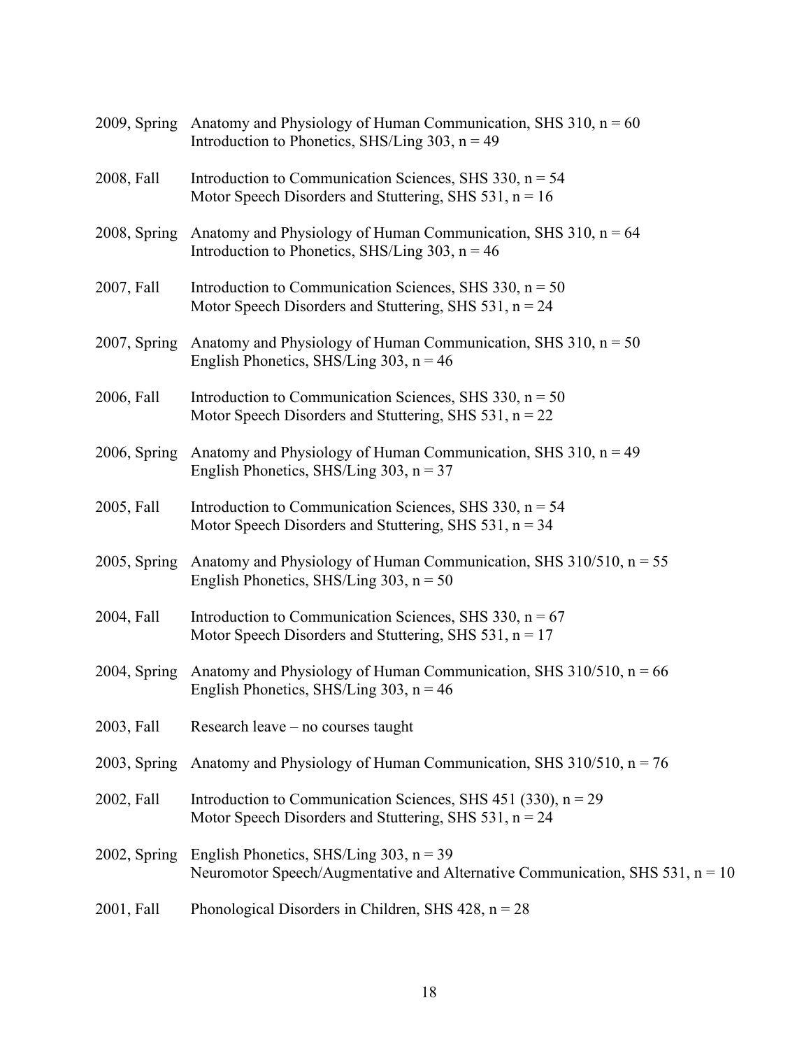2009, Spring Anatomy and Physiology of Human Communication, SHS 310, n = 60
Introduction to Phonetics, SHS/Ling 303, n = 49

2008, Fall Introduction to Communication Sciences, SHS 330, n = 54
Motor Speech Disorders and Stuttering, SHS 531, n = 16

2008, Spring Anatomy and Physiology of Human Communication, SHS 310, n = 64
Introduction to Phonetics, SHS/Ling 303, n = 46

2007, Fall Introduction to Communication Sciences, SHS 330, n = 50
Motor Speech Disorders and Stuttering, SHS 531, n = 24

2007, Spring Anatomy and Physiology of Human Communication, SHS 310, n = 50
English Phonetics, SHS/Ling 303, n = 46

2006, Fall Introduction to Communication Sciences, SHS 330, n = 50
Motor Speech Disorders and Stuttering, SHS 531, n = 22

2006, Spring Anatomy and Physiology of Human Communication, SHS 310, n = 49
English Phonetics, SHS/Ling 303, n = 37

2005, Fall Introduction to Communication Sciences, SHS 330, n = 54
Motor Speech Disorders and Stuttering, SHS 531, n = 34

2005, Spring Anatomy and Physiology of Human Communication, SHS 310/510, n = 55
English Phonetics, SHS/Ling 303, n = 50

2004, Fall Introduction to Communication Sciences, SHS 330, n = 67
Motor Speech Disorders and Stuttering, SHS 531, n = 17

2004, Spring Anatomy and Physiology of Human Communication, SHS 310/510, n = 66
English Phonetics, SHS/Ling 303, n = 46

2003, Fall Research leave – no courses taught

2003, Spring Anatomy and Physiology of Human Communication, SHS 310/510, n = 76

2002, Fall Introduction to Communication Sciences, SHS 451 (330), n = 29
Motor Speech Disorders and Stuttering, SHS 531, n = 24

2002, Spring English Phonetics, SHS/Ling 303, n = 39
Neuromotor Speech/Augmentative and Alternative Communication, SHS 531, n = 10

2001, Fall Phonological Disorders in Children, SHS 428, n = 28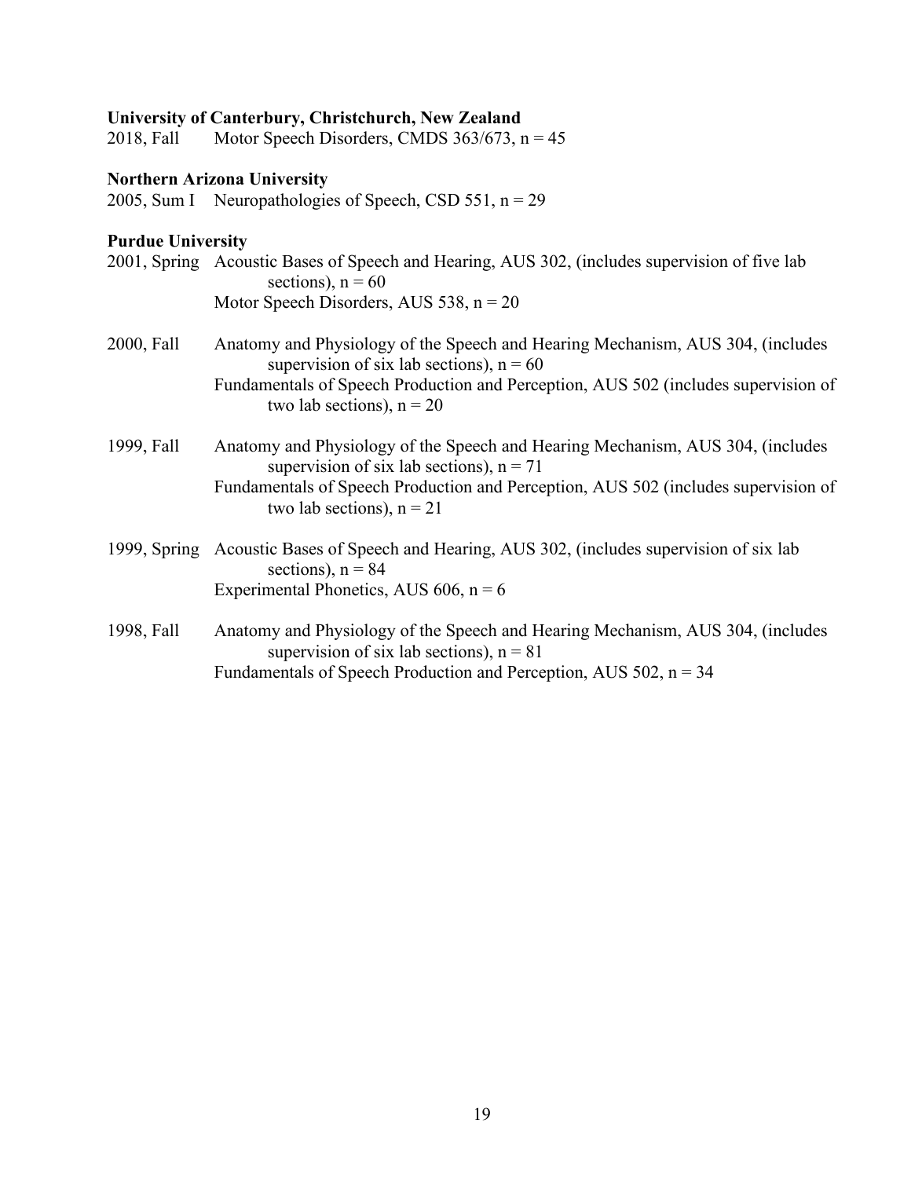**University of Canterbury, Christchurch, New Zealand**

2018, Fall Motor Speech Disorders, CMDS 363/673, n = 45

**Northern Arizona University**

2005, Sum I Neuropathologies of Speech, CSD 551, n = 29

**Purdue University**

2001, Spring Acoustic Bases of Speech and Hearing, AUS 302, (includes supervision of five lab sections), n = 60
Motor Speech Disorders, AUS 538, n = 20

2000, Fall Anatomy and Physiology of the Speech and Hearing Mechanism, AUS 304, (includes supervision of six lab sections), n = 60
Fundamentals of Speech Production and Perception, AUS 502 (includes supervision of two lab sections), n = 20

1999, Fall Anatomy and Physiology of the Speech and Hearing Mechanism, AUS 304, (includes supervision of six lab sections), n = 71
Fundamentals of Speech Production and Perception, AUS 502 (includes supervision of two lab sections), n = 21

1999, Spring Acoustic Bases of Speech and Hearing, AUS 302, (includes supervision of six lab sections), n = 84
Experimental Phonetics, AUS 606, n = 6

1998, Fall Anatomy and Physiology of the Speech and Hearing Mechanism, AUS 304, (includes supervision of six lab sections), n = 81
Fundamentals of Speech Production and Perception, AUS 502, n = 34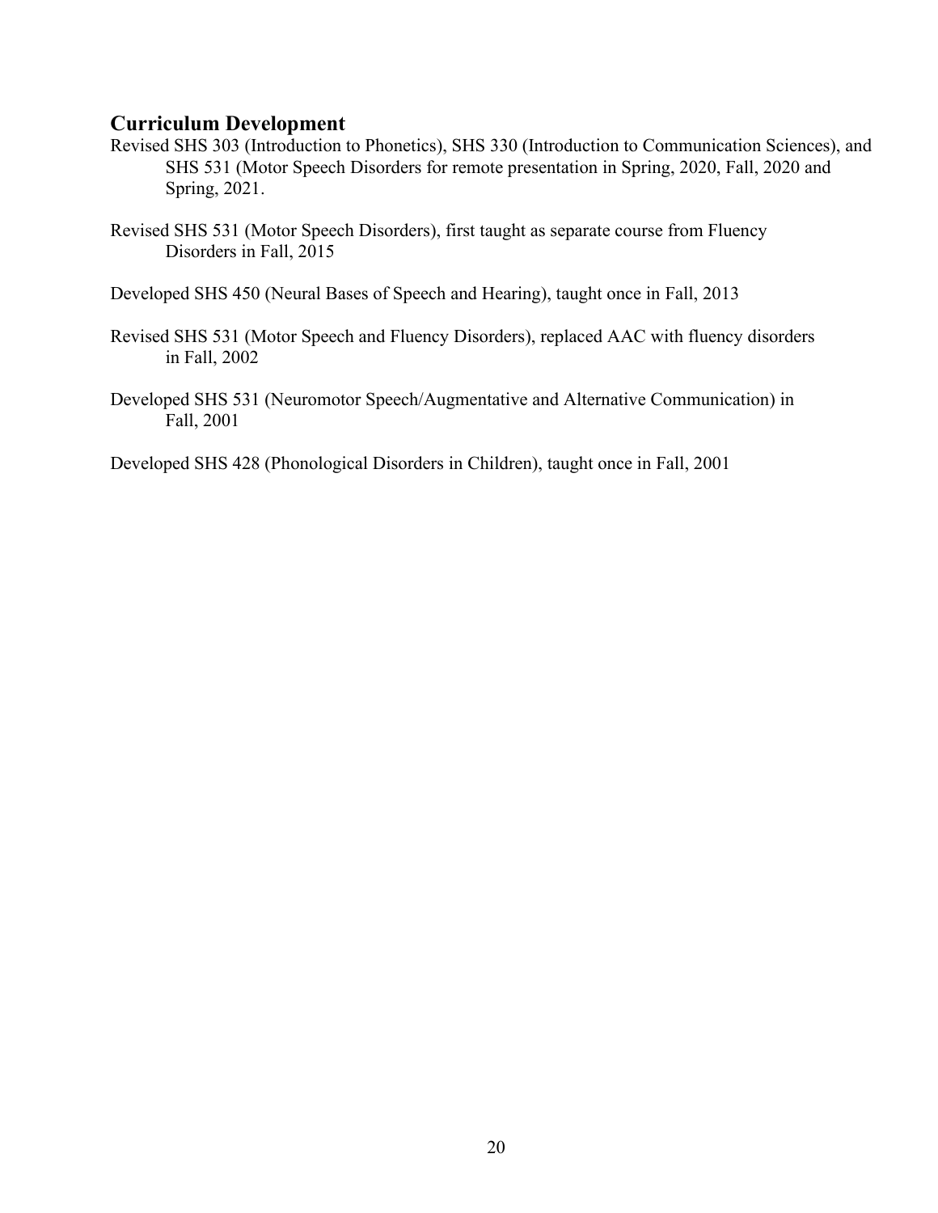## Curriculum Development

Revised SHS 303 (Introduction to Phonetics), SHS 330 (Introduction to Communication Sciences), and SHS 531 (Motor Speech Disorders for remote presentation in Spring, 2020, Fall, 2020 and Spring, 2021.

Revised SHS 531 (Motor Speech Disorders), first taught as separate course from Fluency Disorders in Fall, 2015

Developed SHS 450 (Neural Bases of Speech and Hearing), taught once in Fall, 2013

Revised SHS 531 (Motor Speech and Fluency Disorders), replaced AAC with fluency disorders in Fall, 2002

Developed SHS 531 (Neuromotor Speech/Augmentative and Alternative Communication) in Fall, 2001

Developed SHS 428 (Phonological Disorders in Children), taught once in Fall, 2001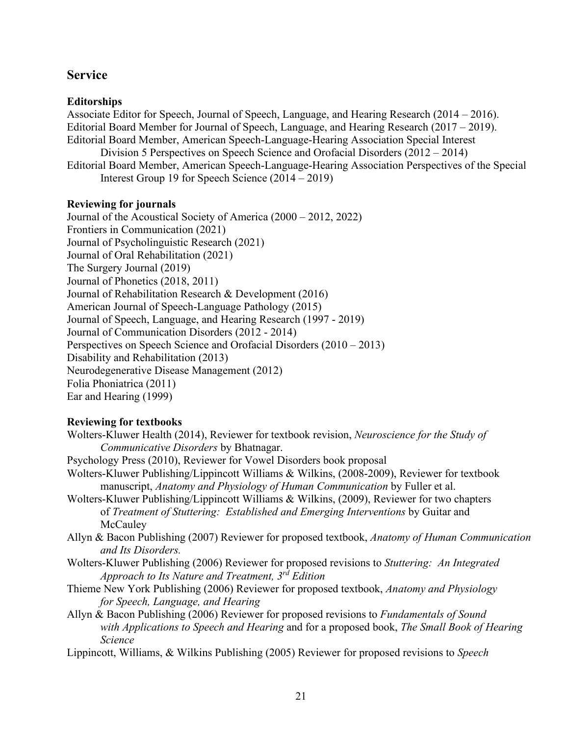## Service

### Editorships

Associate Editor for Speech, Journal of Speech, Language, and Hearing Research (2014 – 2016).
Editorial Board Member for Journal of Speech, Language, and Hearing Research (2017 – 2019).
Editorial Board Member, American Speech-Language-Hearing Association Special Interest Division 5 Perspectives on Speech Science and Orofacial Disorders (2012 – 2014)
Editorial Board Member, American Speech-Language-Hearing Association Perspectives of the Special Interest Group 19 for Speech Science (2014 – 2019)

### Reviewing for journals

Journal of the Acoustical Society of America (2000 – 2012, 2022)
Frontiers in Communication (2021)
Journal of Psycholinguistic Research (2021)
Journal of Oral Rehabilitation (2021)
The Surgery Journal (2019)
Journal of Phonetics (2018, 2011)
Journal of Rehabilitation Research & Development (2016)
American Journal of Speech-Language Pathology (2015)
Journal of Speech, Language, and Hearing Research (1997 - 2019)
Journal of Communication Disorders (2012 - 2014)
Perspectives on Speech Science and Orofacial Disorders (2010 – 2013)
Disability and Rehabilitation (2013)
Neurodegenerative Disease Management (2012)
Folia Phoniatrica (2011)
Ear and Hearing (1999)

### Reviewing for textbooks

Wolters-Kluwer Health (2014), Reviewer for textbook revision, *Neuroscience for the Study of Communicative Disorders* by Bhatnagar.

Psychology Press (2010), Reviewer for Vowel Disorders book proposal

Wolters-Kluwer Publishing/Lippincott Williams & Wilkins, (2008-2009), Reviewer for textbook manuscript, *Anatomy and Physiology of Human Communication* by Fuller et al.

Wolters-Kluwer Publishing/Lippincott Williams & Wilkins, (2009), Reviewer for two chapters of *Treatment of Stuttering: Established and Emerging Interventions* by Guitar and McCauley

Allyn & Bacon Publishing (2007) Reviewer for proposed textbook, *Anatomy of Human Communication and Its Disorders.*

Wolters-Kluwer Publishing (2006) Reviewer for proposed revisions to *Stuttering: An Integrated Approach to Its Nature and Treatment, 3rd Edition*

Thieme New York Publishing (2006) Reviewer for proposed textbook, *Anatomy and Physiology for Speech, Language, and Hearing*

Allyn & Bacon Publishing (2006) Reviewer for proposed revisions to *Fundamentals of Sound with Applications to Speech and Hearing* and for a proposed book, *The Small Book of Hearing Science*

Lippincott, Williams, & Wilkins Publishing (2005) Reviewer for proposed revisions to *Speech*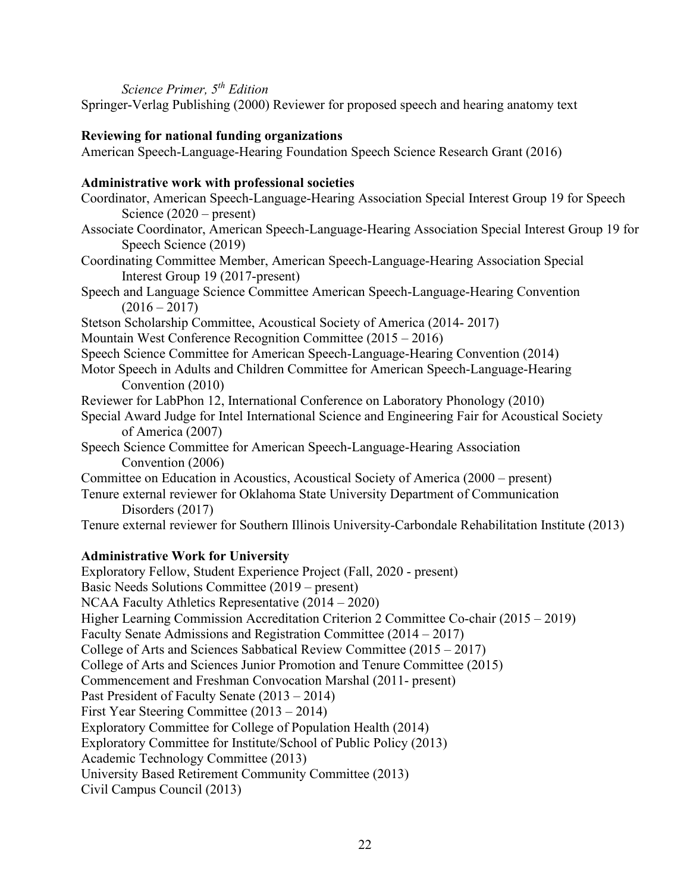*Science Primer, 5th Edition*

Springer-Verlag Publishing (2000) Reviewer for proposed speech and hearing anatomy text

**Reviewing for national funding organizations**

American Speech-Language-Hearing Foundation Speech Science Research Grant (2016)

**Administrative work with professional societies**

Coordinator, American Speech-Language-Hearing Association Special Interest Group 19 for Speech Science (2020 – present)

Associate Coordinator, American Speech-Language-Hearing Association Special Interest Group 19 for Speech Science (2019)

Coordinating Committee Member, American Speech-Language-Hearing Association Special Interest Group 19 (2017-present)

Speech and Language Science Committee American Speech-Language-Hearing Convention (2016 – 2017)

Stetson Scholarship Committee, Acoustical Society of America (2014- 2017)

Mountain West Conference Recognition Committee (2015 – 2016)

Speech Science Committee for American Speech-Language-Hearing Convention (2014)

Motor Speech in Adults and Children Committee for American Speech-Language-Hearing Convention (2010)

Reviewer for LabPhon 12, International Conference on Laboratory Phonology (2010)

Special Award Judge for Intel International Science and Engineering Fair for Acoustical Society of America (2007)

Speech Science Committee for American Speech-Language-Hearing Association Convention (2006)

Committee on Education in Acoustics, Acoustical Society of America (2000 – present)

Tenure external reviewer for Oklahoma State University Department of Communication Disorders (2017)

Tenure external reviewer for Southern Illinois University-Carbondale Rehabilitation Institute (2013)

**Administrative Work for University**

Exploratory Fellow, Student Experience Project (Fall, 2020 - present)

Basic Needs Solutions Committee (2019 – present)

NCAA Faculty Athletics Representative (2014 – 2020)

Higher Learning Commission Accreditation Criterion 2 Committee Co-chair (2015 – 2019)

Faculty Senate Admissions and Registration Committee (2014 – 2017)

College of Arts and Sciences Sabbatical Review Committee (2015 – 2017)

College of Arts and Sciences Junior Promotion and Tenure Committee (2015)

Commencement and Freshman Convocation Marshal (2011- present)

Past President of Faculty Senate (2013 – 2014)

First Year Steering Committee (2013 – 2014)

Exploratory Committee for College of Population Health (2014)

Exploratory Committee for Institute/School of Public Policy (2013)

Academic Technology Committee (2013)

University Based Retirement Community Committee (2013)

Civil Campus Council (2013)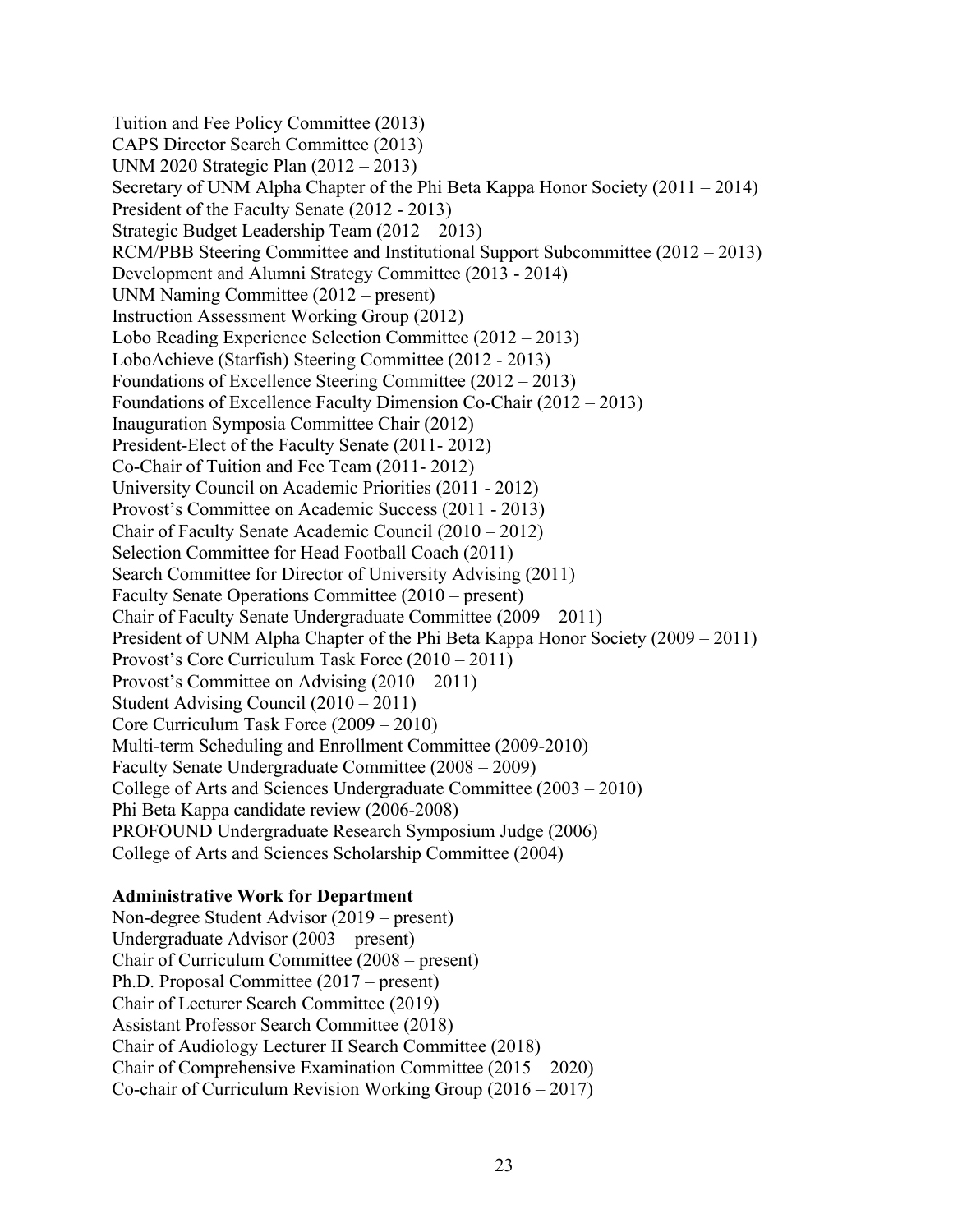Tuition and Fee Policy Committee (2013)
CAPS Director Search Committee (2013)
UNM 2020 Strategic Plan (2012 – 2013)
Secretary of UNM Alpha Chapter of the Phi Beta Kappa Honor Society (2011 – 2014)
President of the Faculty Senate (2012 - 2013)
Strategic Budget Leadership Team (2012 – 2013)
RCM/PBB Steering Committee and Institutional Support Subcommittee (2012 – 2013)
Development and Alumni Strategy Committee (2013 - 2014)
UNM Naming Committee (2012 – present)
Instruction Assessment Working Group (2012)
Lobo Reading Experience Selection Committee (2012 – 2013)
LoboAchieve (Starfish) Steering Committee (2012 - 2013)
Foundations of Excellence Steering Committee (2012 – 2013)
Foundations of Excellence Faculty Dimension Co-Chair (2012 – 2013)
Inauguration Symposia Committee Chair (2012)
President-Elect of the Faculty Senate (2011- 2012)
Co-Chair of Tuition and Fee Team (2011- 2012)
University Council on Academic Priorities (2011 - 2012)
Provost's Committee on Academic Success (2011 - 2013)
Chair of Faculty Senate Academic Council (2010 – 2012)
Selection Committee for Head Football Coach (2011)
Search Committee for Director of University Advising (2011)
Faculty Senate Operations Committee (2010 – present)
Chair of Faculty Senate Undergraduate Committee (2009 – 2011)
President of UNM Alpha Chapter of the Phi Beta Kappa Honor Society (2009 – 2011)
Provost's Core Curriculum Task Force (2010 – 2011)
Provost's Committee on Advising (2010 – 2011)
Student Advising Council (2010 – 2011)
Core Curriculum Task Force (2009 – 2010)
Multi-term Scheduling and Enrollment Committee (2009-2010)
Faculty Senate Undergraduate Committee (2008 – 2009)
College of Arts and Sciences Undergraduate Committee (2003 – 2010)
Phi Beta Kappa candidate review (2006-2008)
PROFOUND Undergraduate Research Symposium Judge (2006)
College of Arts and Sciences Scholarship Committee (2004)

**Administrative Work for Department**

Non-degree Student Advisor (2019 – present)
Undergraduate Advisor (2003 – present)
Chair of Curriculum Committee (2008 – present)
Ph.D. Proposal Committee (2017 – present)
Chair of Lecturer Search Committee (2019)
Assistant Professor Search Committee (2018)
Chair of Audiology Lecturer II Search Committee (2018)
Chair of Comprehensive Examination Committee (2015 – 2020)
Co-chair of Curriculum Revision Working Group (2016 – 2017)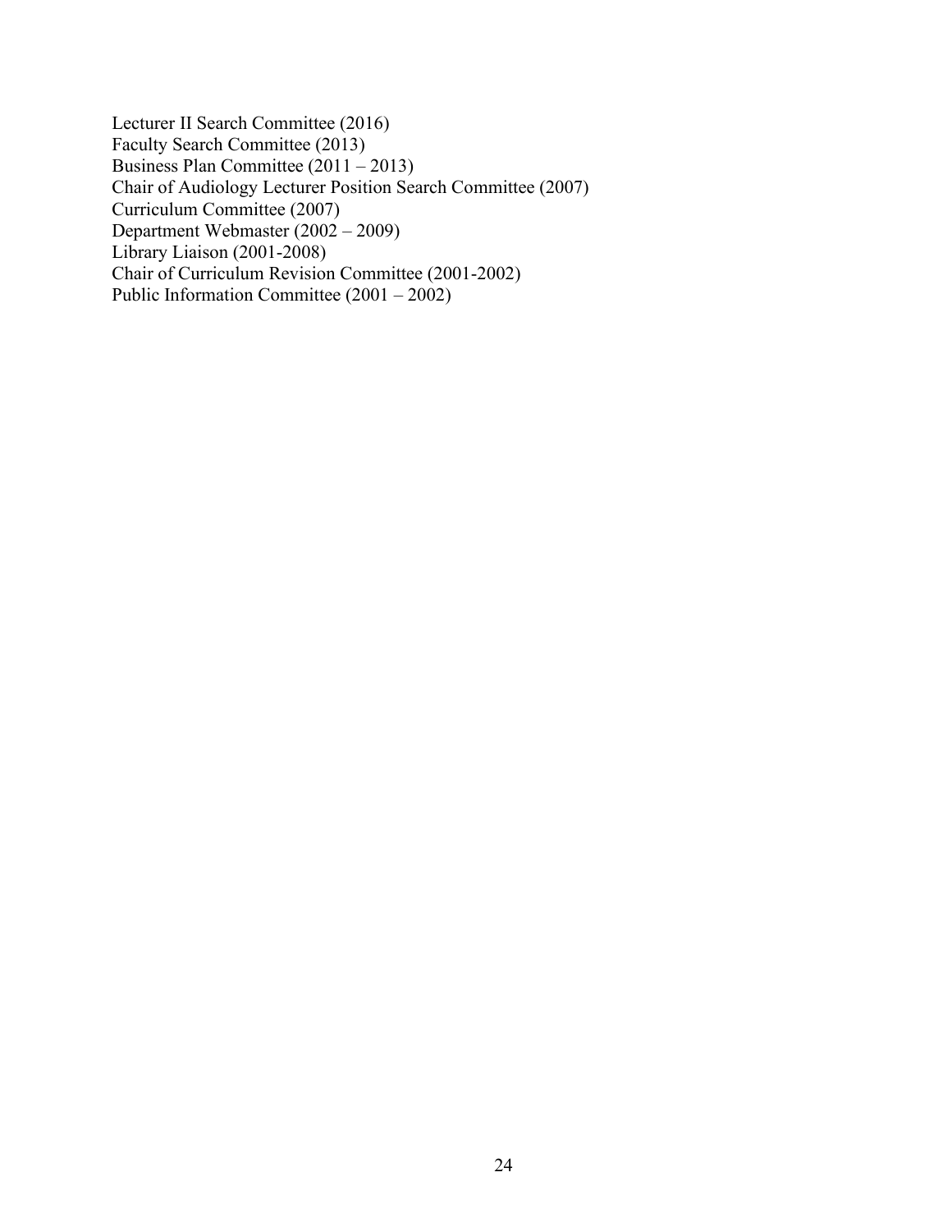Lecturer II Search Committee (2016)
Faculty Search Committee (2013)
Business Plan Committee (2011 – 2013)
Chair of Audiology Lecturer Position Search Committee (2007)
Curriculum Committee (2007)
Department Webmaster (2002 – 2009)
Library Liaison (2001-2008)
Chair of Curriculum Revision Committee (2001-2002)
Public Information Committee (2001 – 2002)